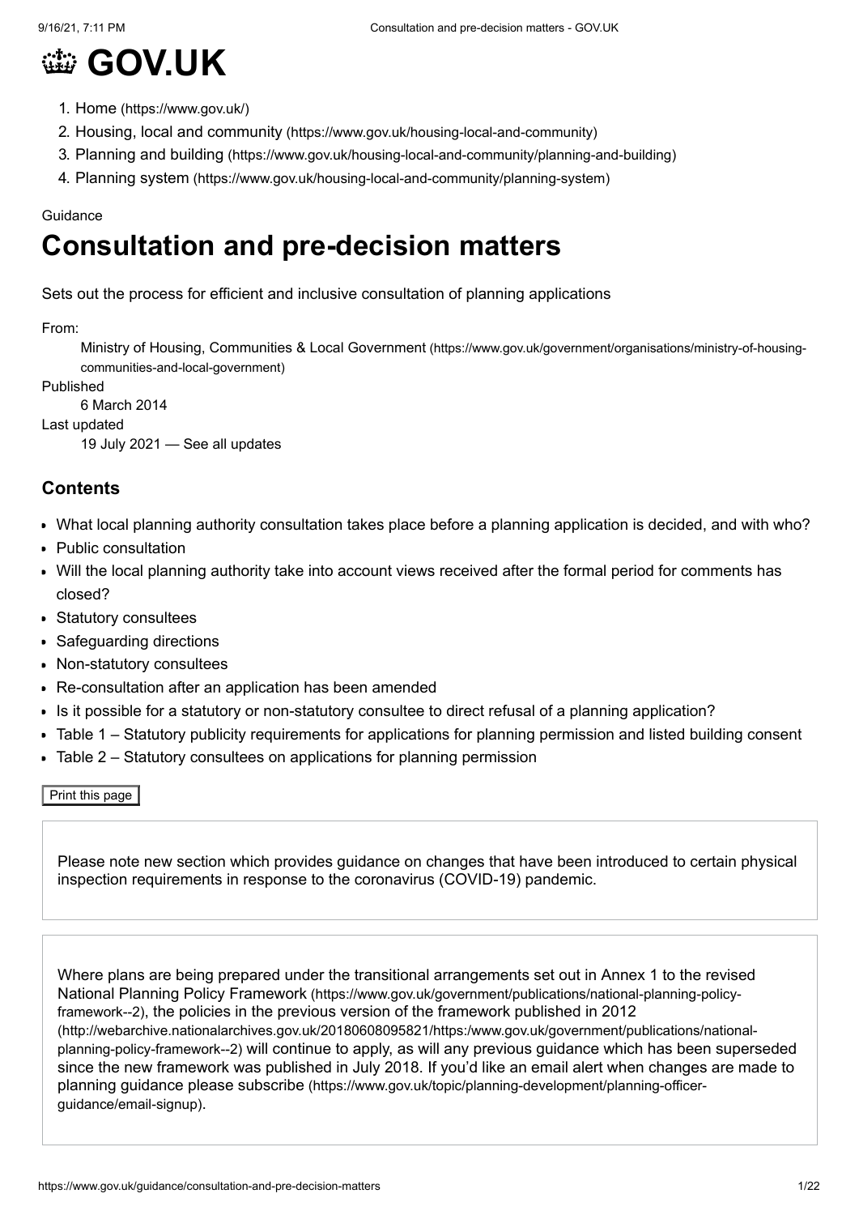# GOV.UK

1. Home (https://www.gov.uk/)
2. Housing, local and community (https://www.gov.uk/housing-local-and-community)
3. Planning and building (https://www.gov.uk/housing-local-and-community/planning-and-building)
4. Planning system (https://www.gov.uk/housing-local-and-community/planning-system)

Guidance

# Consultation and pre-decision matters

Sets out the process for efficient and inclusive consultation of planning applications

From:
: Ministry of Housing, Communities & Local Government (https://www.gov.uk/government/organisations/ministry-of-housing-communities-and-local-government)

Published
: 6 March 2014

Last updated
: 19 July 2021 — See all updates

## Contents

- What local planning authority consultation takes place before a planning application is decided, and with who?
- Public consultation
- Will the local planning authority take into account views received after the formal period for comments has closed?
- Statutory consultees
- Safeguarding directions
- Non-statutory consultees
- Re-consultation after an application has been amended
- Is it possible for a statutory or non-statutory consultee to direct refusal of a planning application?
- Table 1 – Statutory publicity requirements for applications for planning permission and listed building consent
- Table 2 – Statutory consultees on applications for planning permission

Print this page

Please note new section which provides guidance on changes that have been introduced to certain physical inspection requirements in response to the coronavirus (COVID-19) pandemic.

Where plans are being prepared under the transitional arrangements set out in Annex 1 to the revised National Planning Policy Framework (https://www.gov.uk/government/publications/national-planning-policy-framework--2), the policies in the previous version of the framework published in 2012 (http://webarchive.nationalarchives.gov.uk/20180608095821/https:/www.gov.uk/government/publications/national-planning-policy-framework--2) will continue to apply, as will any previous guidance which has been superseded since the new framework was published in July 2018. If you'd like an email alert when changes are made to planning guidance please subscribe (https://www.gov.uk/topic/planning-development/planning-officer-guidance/email-signup).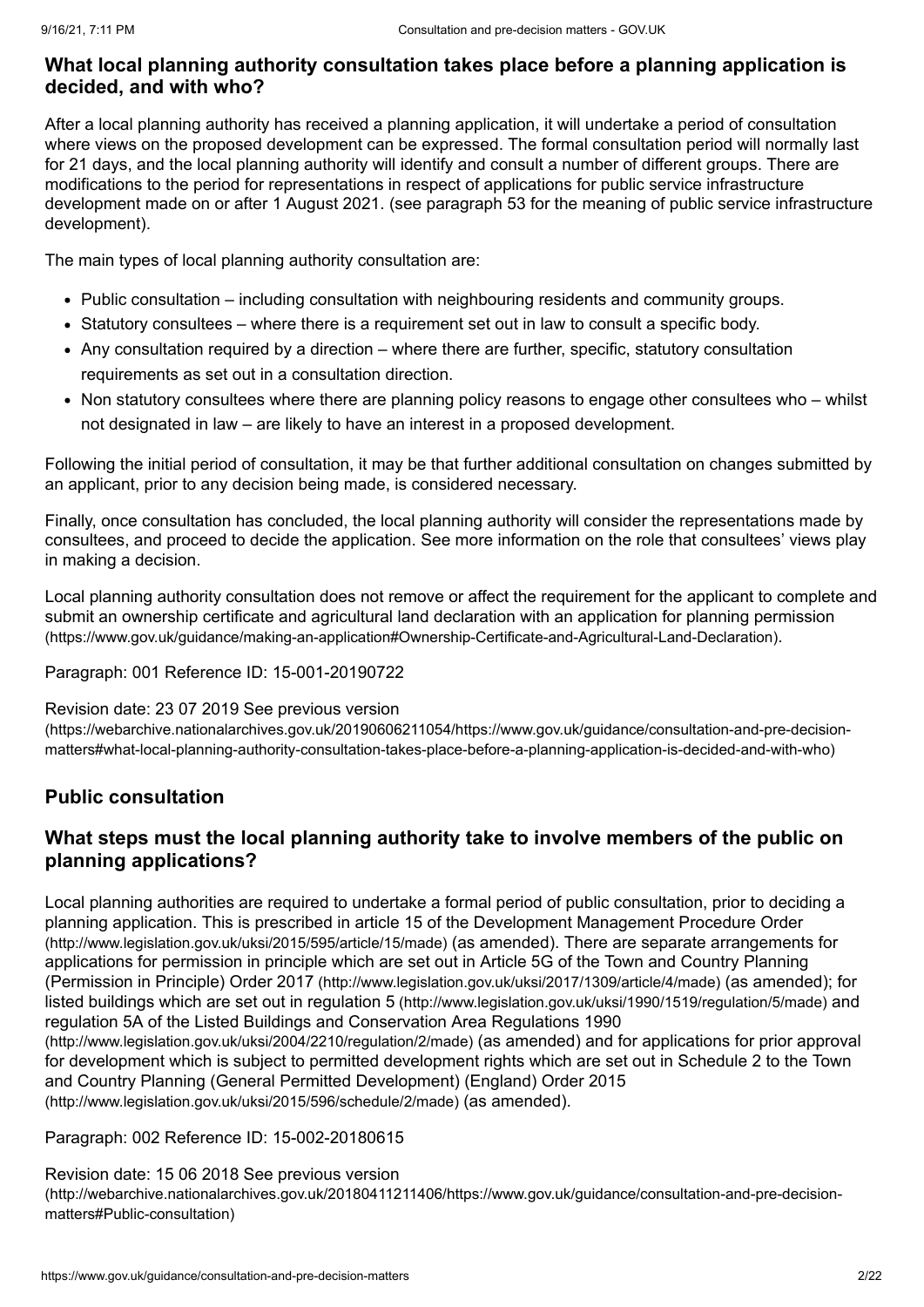## What local planning authority consultation takes place before a planning application is decided, and with who?

After a local planning authority has received a planning application, it will undertake a period of consultation where views on the proposed development can be expressed. The formal consultation period will normally last for 21 days, and the local planning authority will identify and consult a number of different groups. There are modifications to the period for representations in respect of applications for public service infrastructure development made on or after 1 August 2021. (see paragraph 53 for the meaning of public service infrastructure development).

The main types of local planning authority consultation are:

- Public consultation – including consultation with neighbouring residents and community groups.
- Statutory consultees – where there is a requirement set out in law to consult a specific body.
- Any consultation required by a direction – where there are further, specific, statutory consultation requirements as set out in a consultation direction.
- Non statutory consultees where there are planning policy reasons to engage other consultees who – whilst not designated in law – are likely to have an interest in a proposed development.

Following the initial period of consultation, it may be that further additional consultation on changes submitted by an applicant, prior to any decision being made, is considered necessary.

Finally, once consultation has concluded, the local planning authority will consider the representations made by consultees, and proceed to decide the application. See more information on the role that consultees' views play in making a decision.

Local planning authority consultation does not remove or affect the requirement for the applicant to complete and submit an ownership certificate and agricultural land declaration with an application for planning permission (https://www.gov.uk/guidance/making-an-application#Ownership-Certificate-and-Agricultural-Land-Declaration).

Paragraph: 001 Reference ID: 15-001-20190722

Revision date: 23 07 2019 See previous version (https://webarchive.nationalarchives.gov.uk/20190606211054/https://www.gov.uk/guidance/consultation-and-pre-decision-matters#what-local-planning-authority-consultation-takes-place-before-a-planning-application-is-decided-and-with-who)

## Public consultation

## What steps must the local planning authority take to involve members of the public on planning applications?

Local planning authorities are required to undertake a formal period of public consultation, prior to deciding a planning application. This is prescribed in article 15 of the Development Management Procedure Order (http://www.legislation.gov.uk/uksi/2015/595/article/15/made) (as amended). There are separate arrangements for applications for permission in principle which are set out in Article 5G of the Town and Country Planning (Permission in Principle) Order 2017 (http://www.legislation.gov.uk/uksi/2017/1309/article/4/made) (as amended); for listed buildings which are set out in regulation 5 (http://www.legislation.gov.uk/uksi/1990/1519/regulation/5/made) and regulation 5A of the Listed Buildings and Conservation Area Regulations 1990 (http://www.legislation.gov.uk/uksi/2004/2210/regulation/2/made) (as amended) and for applications for prior approval for development which is subject to permitted development rights which are set out in Schedule 2 to the Town and Country Planning (General Permitted Development) (England) Order 2015 (http://www.legislation.gov.uk/uksi/2015/596/schedule/2/made) (as amended).

Paragraph: 002 Reference ID: 15-002-20180615

Revision date: 15 06 2018 See previous version (http://webarchive.nationalarchives.gov.uk/20180411211406/https://www.gov.uk/guidance/consultation-and-pre-decision-matters#Public-consultation)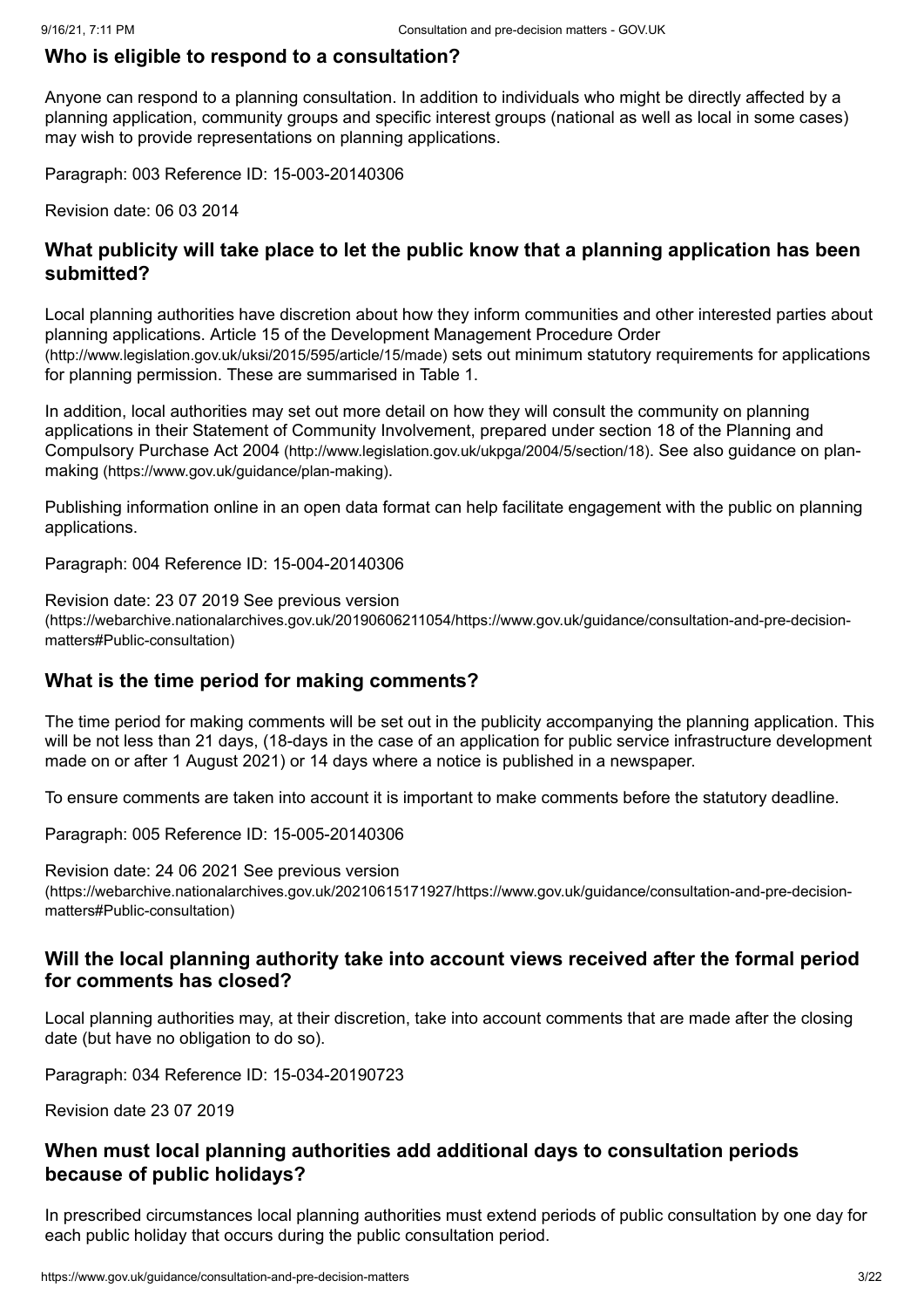## Who is eligible to respond to a consultation?

Anyone can respond to a planning consultation. In addition to individuals who might be directly affected by a planning application, community groups and specific interest groups (national as well as local in some cases) may wish to provide representations on planning applications.

Paragraph: 003 Reference ID: 15-003-20140306

Revision date: 06 03 2014

## What publicity will take place to let the public know that a planning application has been submitted?

Local planning authorities have discretion about how they inform communities and other interested parties about planning applications. Article 15 of the Development Management Procedure Order (http://www.legislation.gov.uk/uksi/2015/595/article/15/made) sets out minimum statutory requirements for applications for planning permission. These are summarised in Table 1.

In addition, local authorities may set out more detail on how they will consult the community on planning applications in their Statement of Community Involvement, prepared under section 18 of the Planning and Compulsory Purchase Act 2004 (http://www.legislation.gov.uk/ukpga/2004/5/section/18). See also guidance on plan-making (https://www.gov.uk/guidance/plan-making).

Publishing information online in an open data format can help facilitate engagement with the public on planning applications.

Paragraph: 004 Reference ID: 15-004-20140306

Revision date: 23 07 2019 See previous version (https://webarchive.nationalarchives.gov.uk/20190606211054/https://www.gov.uk/guidance/consultation-and-pre-decision-matters#Public-consultation)

## What is the time period for making comments?

The time period for making comments will be set out in the publicity accompanying the planning application. This will be not less than 21 days, (18-days in the case of an application for public service infrastructure development made on or after 1 August 2021) or 14 days where a notice is published in a newspaper.

To ensure comments are taken into account it is important to make comments before the statutory deadline.

Paragraph: 005 Reference ID: 15-005-20140306

Revision date: 24 06 2021 See previous version (https://webarchive.nationalarchives.gov.uk/20210615171927/https://www.gov.uk/guidance/consultation-and-pre-decision-matters#Public-consultation)

## Will the local planning authority take into account views received after the formal period for comments has closed?

Local planning authorities may, at their discretion, take into account comments that are made after the closing date (but have no obligation to do so).

Paragraph: 034 Reference ID: 15-034-20190723

Revision date 23 07 2019

## When must local planning authorities add additional days to consultation periods because of public holidays?

In prescribed circumstances local planning authorities must extend periods of public consultation by one day for each public holiday that occurs during the public consultation period.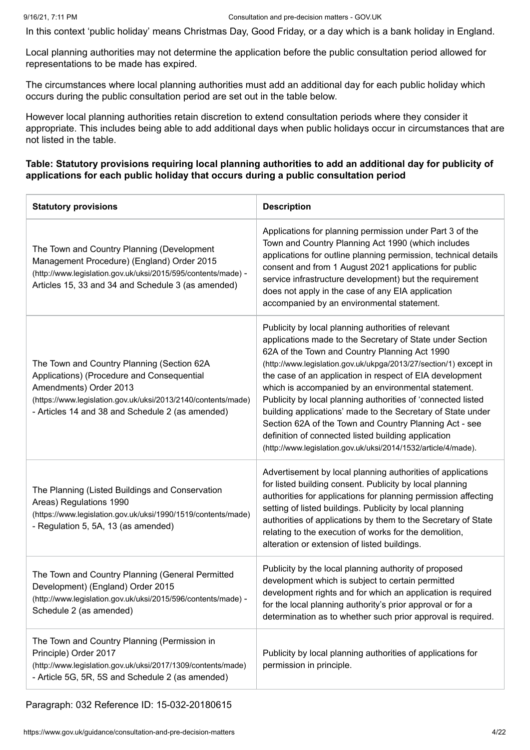In this context 'public holiday' means Christmas Day, Good Friday, or a day which is a bank holiday in England.

Local planning authorities may not determine the application before the public consultation period allowed for representations to be made has expired.

The circumstances where local planning authorities must add an additional day for each public holiday which occurs during the public consultation period are set out in the table below.

However local planning authorities retain discretion to extend consultation periods where they consider it appropriate. This includes being able to add additional days when public holidays occur in circumstances that are not listed in the table.

**Table: Statutory provisions requiring local planning authorities to add an additional day for publicity of applications for each public holiday that occurs during a public consultation period**

| Statutory provisions | Description |
| --- | --- |
| The Town and Country Planning (Development Management Procedure) (England) Order 2015 (http://www.legislation.gov.uk/uksi/2015/595/contents/made) - Articles 15, 33 and 34 and Schedule 3 (as amended) | Applications for planning permission under Part 3 of the Town and Country Planning Act 1990 (which includes applications for outline planning permission, technical details consent and from 1 August 2021 applications for public service infrastructure development) but the requirement does not apply in the case of any EIA application accompanied by an environmental statement. |
| The Town and Country Planning (Section 62A Applications) (Procedure and Consequential Amendments) Order 2013 (https://www.legislation.gov.uk/uksi/2013/2140/contents/made) - Articles 14 and 38 and Schedule 2 (as amended) | Publicity by local planning authorities of relevant applications made to the Secretary of State under Section 62A of the Town and Country Planning Act 1990 (http://www.legislation.gov.uk/ukpga/2013/27/section/1) except in the case of an application in respect of EIA development which is accompanied by an environmental statement. Publicity by local planning authorities of 'connected listed building applications' made to the Secretary of State under Section 62A of the Town and Country Planning Act - see definition of connected listed building application (http://www.legislation.gov.uk/uksi/2014/1532/article/4/made). |
| The Planning (Listed Buildings and Conservation Areas) Regulations 1990 (https://www.legislation.gov.uk/uksi/1990/1519/contents/made) - Regulation 5, 5A, 13 (as amended) | Advertisement by local planning authorities of applications for listed building consent. Publicity by local planning authorities for applications for planning permission affecting setting of listed buildings. Publicity by local planning authorities of applications by them to the Secretary of State relating to the execution of works for the demolition, alteration or extension of listed buildings. |
| The Town and Country Planning (General Permitted Development) (England) Order 2015 (http://www.legislation.gov.uk/uksi/2015/596/contents/made) - Schedule 2 (as amended) | Publicity by the local planning authority of proposed development which is subject to certain permitted development rights and for which an application is required for the local planning authority's prior approval or for a determination as to whether such prior approval is required. |
| The Town and Country Planning (Permission in Principle) Order 2017 (http://www.legislation.gov.uk/uksi/2017/1309/contents/made) - Article 5G, 5R, 5S and Schedule 2 (as amended) | Publicity by local planning authorities of applications for permission in principle. |

Paragraph: 032 Reference ID: 15-032-20180615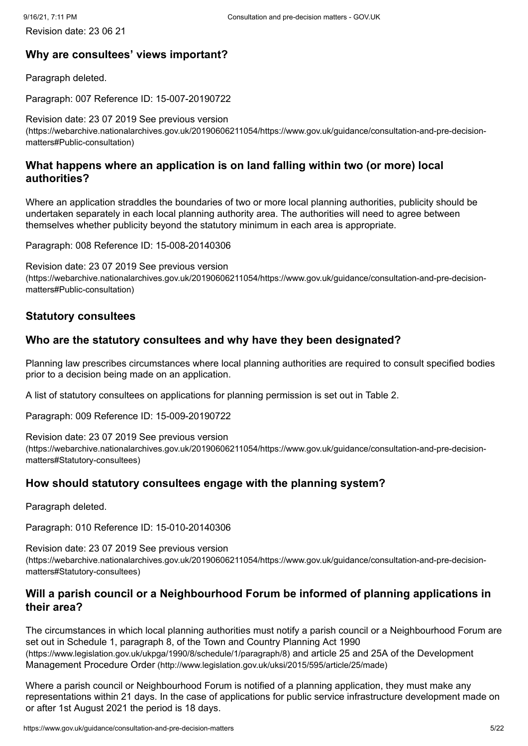Revision date: 23 06 21

## Why are consultees' views important?

Paragraph deleted.

Paragraph: 007 Reference ID: 15-007-20190722

Revision date: 23 07 2019 See previous version (https://webarchive.nationalarchives.gov.uk/20190606211054/https://www.gov.uk/guidance/consultation-and-pre-decision-matters#Public-consultation)

## What happens where an application is on land falling within two (or more) local authorities?

Where an application straddles the boundaries of two or more local planning authorities, publicity should be undertaken separately in each local planning authority area. The authorities will need to agree between themselves whether publicity beyond the statutory minimum in each area is appropriate.

Paragraph: 008 Reference ID: 15-008-20140306

Revision date: 23 07 2019 See previous version (https://webarchive.nationalarchives.gov.uk/20190606211054/https://www.gov.uk/guidance/consultation-and-pre-decision-matters#Public-consultation)

## Statutory consultees

## Who are the statutory consultees and why have they been designated?

Planning law prescribes circumstances where local planning authorities are required to consult specified bodies prior to a decision being made on an application.

A list of statutory consultees on applications for planning permission is set out in Table 2.

Paragraph: 009 Reference ID: 15-009-20190722

Revision date: 23 07 2019 See previous version (https://webarchive.nationalarchives.gov.uk/20190606211054/https://www.gov.uk/guidance/consultation-and-pre-decision-matters#Statutory-consultees)

## How should statutory consultees engage with the planning system?

Paragraph deleted.

Paragraph: 010 Reference ID: 15-010-20140306

Revision date: 23 07 2019 See previous version (https://webarchive.nationalarchives.gov.uk/20190606211054/https://www.gov.uk/guidance/consultation-and-pre-decision-matters#Statutory-consultees)

## Will a parish council or a Neighbourhood Forum be informed of planning applications in their area?

The circumstances in which local planning authorities must notify a parish council or a Neighbourhood Forum are set out in Schedule 1, paragraph 8, of the Town and Country Planning Act 1990 (https://www.legislation.gov.uk/ukpga/1990/8/schedule/1/paragraph/8) and article 25 and 25A of the Development Management Procedure Order (http://www.legislation.gov.uk/uksi/2015/595/article/25/made)

Where a parish council or Neighbourhood Forum is notified of a planning application, they must make any representations within 21 days. In the case of applications for public service infrastructure development made on or after 1st August 2021 the period is 18 days.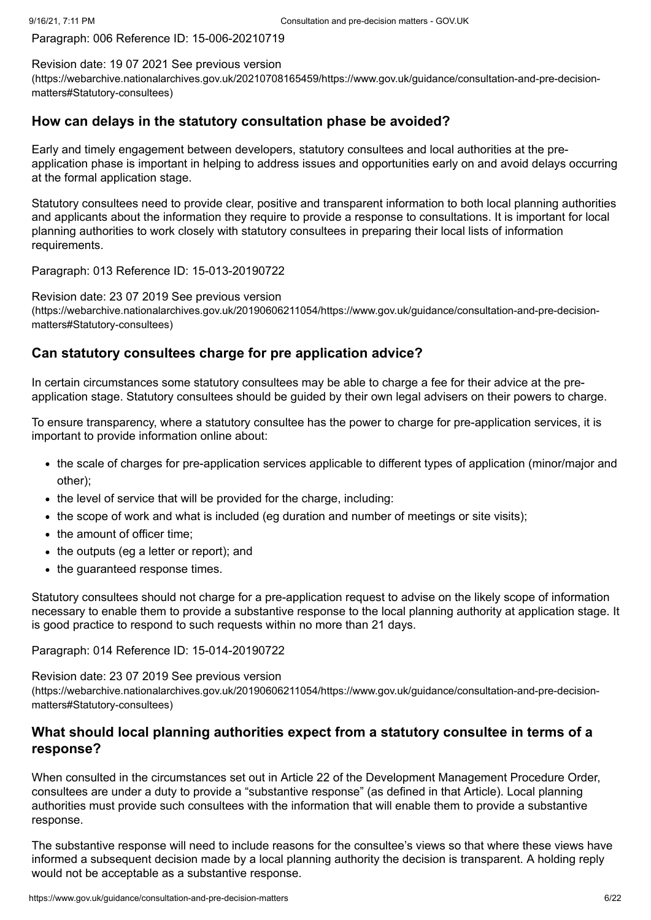Paragraph: 006 Reference ID: 15-006-20210719

Revision date: 19 07 2021 See previous version (https://webarchive.nationalarchives.gov.uk/20210708165459/https://www.gov.uk/guidance/consultation-and-pre-decision-matters#Statutory-consultees)

## How can delays in the statutory consultation phase be avoided?

Early and timely engagement between developers, statutory consultees and local authorities at the pre-application phase is important in helping to address issues and opportunities early on and avoid delays occurring at the formal application stage.

Statutory consultees need to provide clear, positive and transparent information to both local planning authorities and applicants about the information they require to provide a response to consultations. It is important for local planning authorities to work closely with statutory consultees in preparing their local lists of information requirements.

Paragraph: 013 Reference ID: 15-013-20190722

Revision date: 23 07 2019 See previous version (https://webarchive.nationalarchives.gov.uk/20190606211054/https://www.gov.uk/guidance/consultation-and-pre-decision-matters#Statutory-consultees)

## Can statutory consultees charge for pre application advice?

In certain circumstances some statutory consultees may be able to charge a fee for their advice at the pre-application stage. Statutory consultees should be guided by their own legal advisers on their powers to charge.

To ensure transparency, where a statutory consultee has the power to charge for pre-application services, it is important to provide information online about:

- the scale of charges for pre-application services applicable to different types of application (minor/major and other);
- the level of service that will be provided for the charge, including:
- the scope of work and what is included (eg duration and number of meetings or site visits);
- the amount of officer time;
- the outputs (eg a letter or report); and
- the guaranteed response times.

Statutory consultees should not charge for a pre-application request to advise on the likely scope of information necessary to enable them to provide a substantive response to the local planning authority at application stage. It is good practice to respond to such requests within no more than 21 days.

Paragraph: 014 Reference ID: 15-014-20190722

Revision date: 23 07 2019 See previous version (https://webarchive.nationalarchives.gov.uk/20190606211054/https://www.gov.uk/guidance/consultation-and-pre-decision-matters#Statutory-consultees)

## What should local planning authorities expect from a statutory consultee in terms of a response?

When consulted in the circumstances set out in Article 22 of the Development Management Procedure Order, consultees are under a duty to provide a "substantive response" (as defined in that Article). Local planning authorities must provide such consultees with the information that will enable them to provide a substantive response.

The substantive response will need to include reasons for the consultee's views so that where these views have informed a subsequent decision made by a local planning authority the decision is transparent. A holding reply would not be acceptable as a substantive response.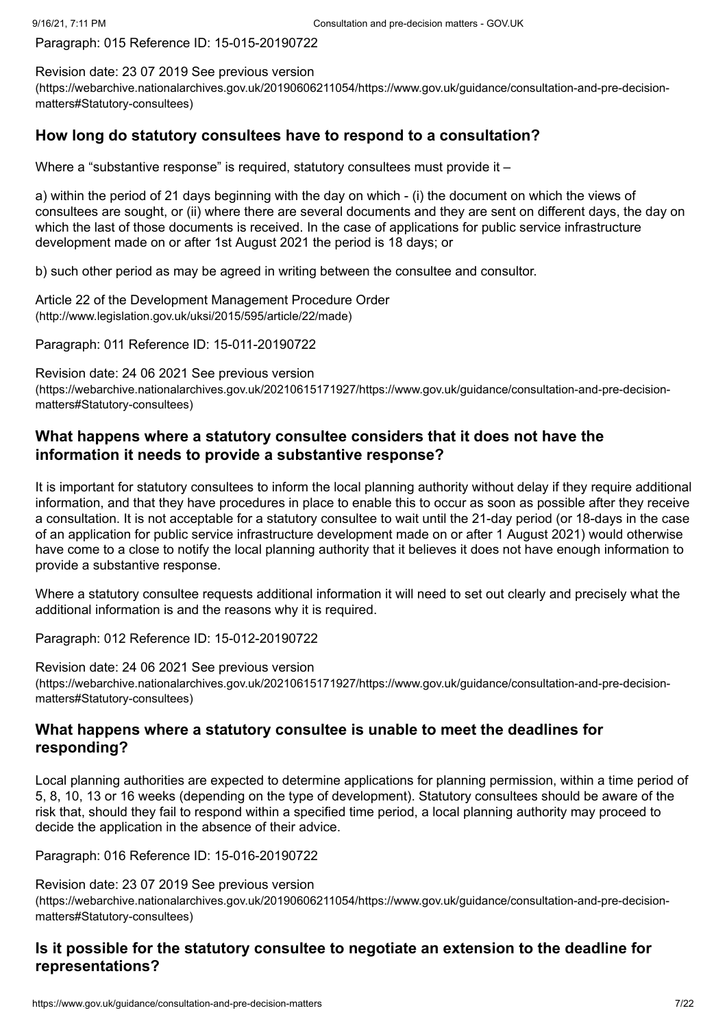Paragraph: 015 Reference ID: 15-015-20190722

Revision date: 23 07 2019 See previous version (https://webarchive.nationalarchives.gov.uk/20190606211054/https://www.gov.uk/guidance/consultation-and-pre-decision-matters#Statutory-consultees)

## How long do statutory consultees have to respond to a consultation?

Where a "substantive response" is required, statutory consultees must provide it –

a) within the period of 21 days beginning with the day on which - (i) the document on which the views of consultees are sought, or (ii) where there are several documents and they are sent on different days, the day on which the last of those documents is received. In the case of applications for public service infrastructure development made on or after 1st August 2021 the period is 18 days; or

b) such other period as may be agreed in writing between the consultee and consultor.

Article 22 of the Development Management Procedure Order (http://www.legislation.gov.uk/uksi/2015/595/article/22/made)

Paragraph: 011 Reference ID: 15-011-20190722

Revision date: 24 06 2021 See previous version (https://webarchive.nationalarchives.gov.uk/20210615171927/https://www.gov.uk/guidance/consultation-and-pre-decision-matters#Statutory-consultees)

## What happens where a statutory consultee considers that it does not have the information it needs to provide a substantive response?

It is important for statutory consultees to inform the local planning authority without delay if they require additional information, and that they have procedures in place to enable this to occur as soon as possible after they receive a consultation. It is not acceptable for a statutory consultee to wait until the 21-day period (or 18-days in the case of an application for public service infrastructure development made on or after 1 August 2021) would otherwise have come to a close to notify the local planning authority that it believes it does not have enough information to provide a substantive response.

Where a statutory consultee requests additional information it will need to set out clearly and precisely what the additional information is and the reasons why it is required.

Paragraph: 012 Reference ID: 15-012-20190722

Revision date: 24 06 2021 See previous version (https://webarchive.nationalarchives.gov.uk/20210615171927/https://www.gov.uk/guidance/consultation-and-pre-decision-matters#Statutory-consultees)

## What happens where a statutory consultee is unable to meet the deadlines for responding?

Local planning authorities are expected to determine applications for planning permission, within a time period of 5, 8, 10, 13 or 16 weeks (depending on the type of development). Statutory consultees should be aware of the risk that, should they fail to respond within a specified time period, a local planning authority may proceed to decide the application in the absence of their advice.

Paragraph: 016 Reference ID: 15-016-20190722

Revision date: 23 07 2019 See previous version (https://webarchive.nationalarchives.gov.uk/20190606211054/https://www.gov.uk/guidance/consultation-and-pre-decision-matters#Statutory-consultees)

## Is it possible for the statutory consultee to negotiate an extension to the deadline for representations?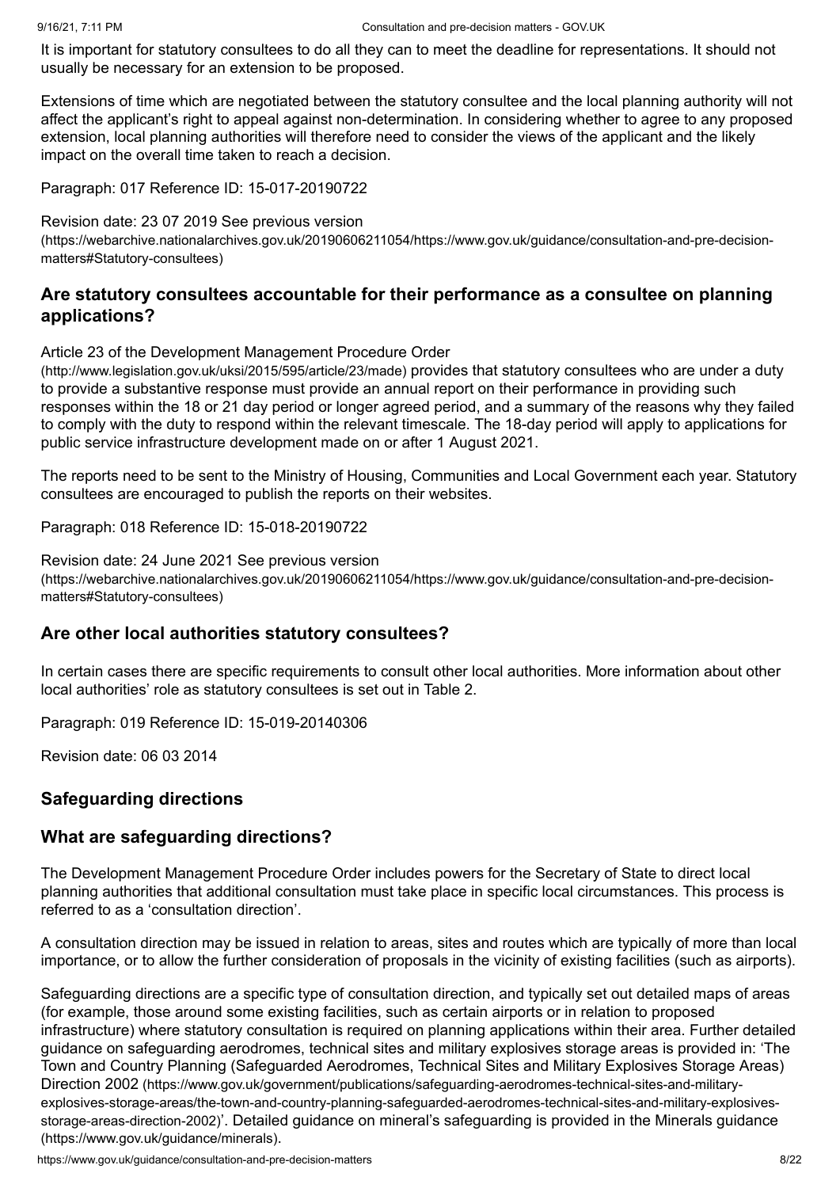It is important for statutory consultees to do all they can to meet the deadline for representations. It should not usually be necessary for an extension to be proposed.

Extensions of time which are negotiated between the statutory consultee and the local planning authority will not affect the applicant's right to appeal against non-determination. In considering whether to agree to any proposed extension, local planning authorities will therefore need to consider the views of the applicant and the likely impact on the overall time taken to reach a decision.

Paragraph: 017 Reference ID: 15-017-20190722

Revision date: 23 07 2019 See previous version (https://webarchive.nationalarchives.gov.uk/20190606211054/https://www.gov.uk/guidance/consultation-and-pre-decision-matters#Statutory-consultees)

### Are statutory consultees accountable for their performance as a consultee on planning applications?

Article 23 of the Development Management Procedure Order (http://www.legislation.gov.uk/uksi/2015/595/article/23/made) provides that statutory consultees who are under a duty to provide a substantive response must provide an annual report on their performance in providing such responses within the 18 or 21 day period or longer agreed period, and a summary of the reasons why they failed to comply with the duty to respond within the relevant timescale. The 18-day period will apply to applications for public service infrastructure development made on or after 1 August 2021.

The reports need to be sent to the Ministry of Housing, Communities and Local Government each year. Statutory consultees are encouraged to publish the reports on their websites.

Paragraph: 018 Reference ID: 15-018-20190722

Revision date: 24 June 2021 See previous version (https://webarchive.nationalarchives.gov.uk/20190606211054/https://www.gov.uk/guidance/consultation-and-pre-decision-matters#Statutory-consultees)

### Are other local authorities statutory consultees?

In certain cases there are specific requirements to consult other local authorities. More information about other local authorities' role as statutory consultees is set out in Table 2.

Paragraph: 019 Reference ID: 15-019-20140306

Revision date: 06 03 2014

## Safeguarding directions

### What are safeguarding directions?

The Development Management Procedure Order includes powers for the Secretary of State to direct local planning authorities that additional consultation must take place in specific local circumstances. This process is referred to as a 'consultation direction'.

A consultation direction may be issued in relation to areas, sites and routes which are typically of more than local importance, or to allow the further consideration of proposals in the vicinity of existing facilities (such as airports).

Safeguarding directions are a specific type of consultation direction, and typically set out detailed maps of areas (for example, those around some existing facilities, such as certain airports or in relation to proposed infrastructure) where statutory consultation is required on planning applications within their area. Further detailed guidance on safeguarding aerodromes, technical sites and military explosives storage areas is provided in: 'The Town and Country Planning (Safeguarded Aerodromes, Technical Sites and Military Explosives Storage Areas) Direction 2002 (https://www.gov.uk/government/publications/safeguarding-aerodromes-technical-sites-and-military-explosives-storage-areas/the-town-and-country-planning-safeguarded-aerodromes-technical-sites-and-military-explosives-storage-areas-direction-2002)'. Detailed guidance on mineral's safeguarding is provided in the Minerals guidance (https://www.gov.uk/guidance/minerals).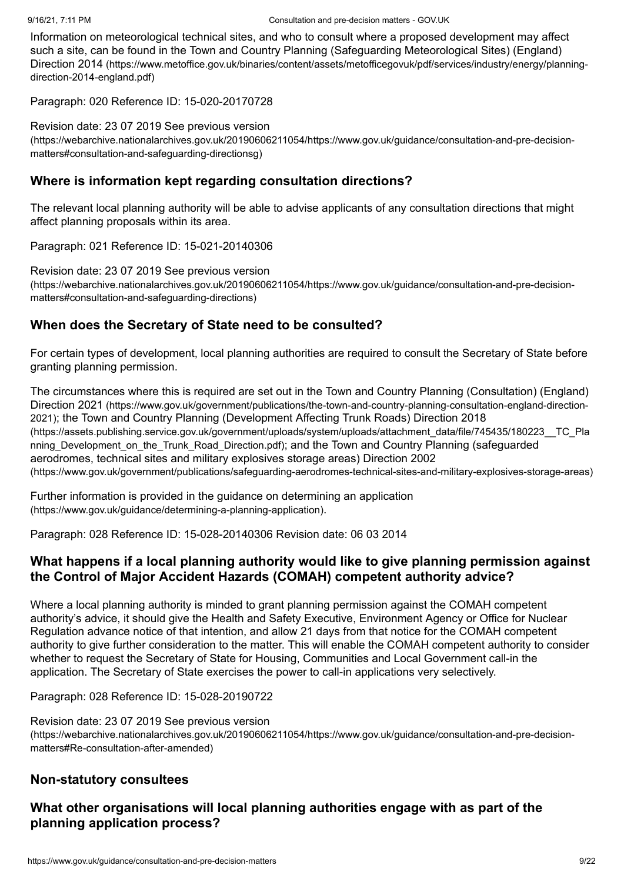Information on meteorological technical sites, and who to consult where a proposed development may affect such a site, can be found in the Town and Country Planning (Safeguarding Meteorological Sites) (England) Direction 2014 (https://www.metoffice.gov.uk/binaries/content/assets/metofficegovuk/pdf/services/industry/energy/planning-direction-2014-england.pdf)

Paragraph: 020 Reference ID: 15-020-20170728

Revision date: 23 07 2019 See previous version (https://webarchive.nationalarchives.gov.uk/20190606211054/https://www.gov.uk/guidance/consultation-and-pre-decision-matters#consultation-and-safeguarding-directionsg)

## Where is information kept regarding consultation directions?

The relevant local planning authority will be able to advise applicants of any consultation directions that might affect planning proposals within its area.

Paragraph: 021 Reference ID: 15-021-20140306

Revision date: 23 07 2019 See previous version (https://webarchive.nationalarchives.gov.uk/20190606211054/https://www.gov.uk/guidance/consultation-and-pre-decision-matters#consultation-and-safeguarding-directions)

## When does the Secretary of State need to be consulted?

For certain types of development, local planning authorities are required to consult the Secretary of State before granting planning permission.

The circumstances where this is required are set out in the Town and Country Planning (Consultation) (England) Direction 2021 (https://www.gov.uk/government/publications/the-town-and-country-planning-consultation-england-direction-2021); the Town and Country Planning (Development Affecting Trunk Roads) Direction 2018 (https://assets.publishing.service.gov.uk/government/uploads/system/uploads/attachment_data/file/745435/180223__TC_Planning_Development_on_the_Trunk_Road_Direction.pdf); and the Town and Country Planning (safeguarded aerodromes, technical sites and military explosives storage areas) Direction 2002 (https://www.gov.uk/government/publications/safeguarding-aerodromes-technical-sites-and-military-explosives-storage-areas)

Further information is provided in the guidance on determining an application (https://www.gov.uk/guidance/determining-a-planning-application).

Paragraph: 028 Reference ID: 15-028-20140306 Revision date: 06 03 2014

## What happens if a local planning authority would like to give planning permission against the Control of Major Accident Hazards (COMAH) competent authority advice?

Where a local planning authority is minded to grant planning permission against the COMAH competent authority's advice, it should give the Health and Safety Executive, Environment Agency or Office for Nuclear Regulation advance notice of that intention, and allow 21 days from that notice for the COMAH competent authority to give further consideration to the matter. This will enable the COMAH competent authority to consider whether to request the Secretary of State for Housing, Communities and Local Government call-in the application. The Secretary of State exercises the power to call-in applications very selectively.

Paragraph: 028 Reference ID: 15-028-20190722

Revision date: 23 07 2019 See previous version (https://webarchive.nationalarchives.gov.uk/20190606211054/https://www.gov.uk/guidance/consultation-and-pre-decision-matters#Re-consultation-after-amended)

## Non-statutory consultees

## What other organisations will local planning authorities engage with as part of the planning application process?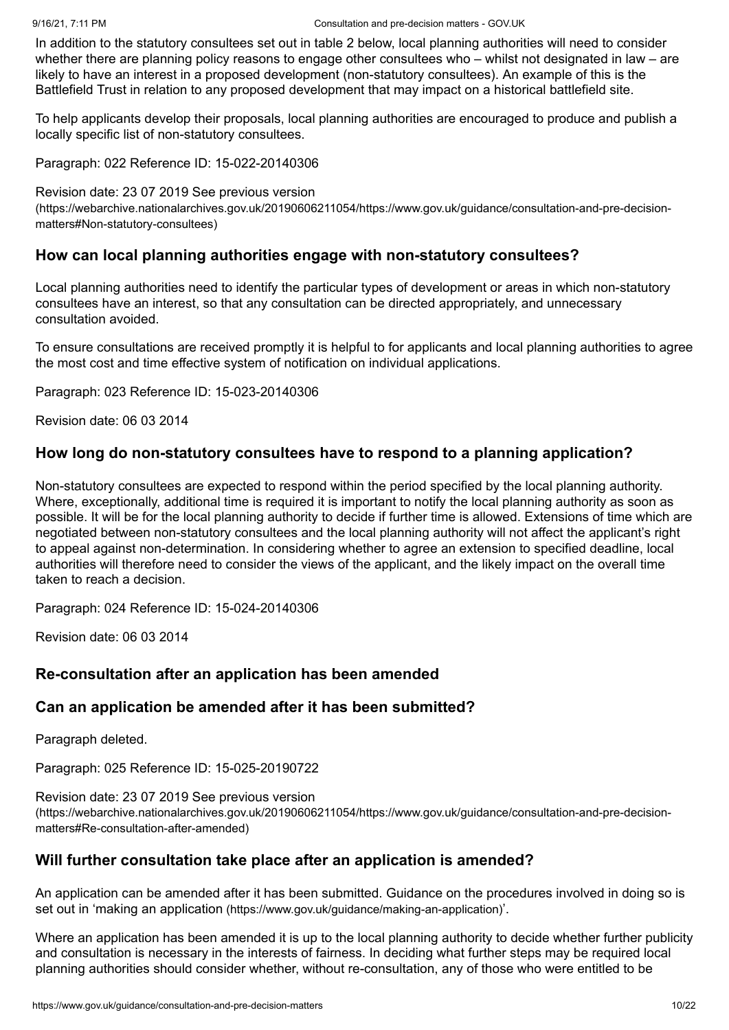In addition to the statutory consultees set out in table 2 below, local planning authorities will need to consider whether there are planning policy reasons to engage other consultees who – whilst not designated in law – are likely to have an interest in a proposed development (non-statutory consultees). An example of this is the Battlefield Trust in relation to any proposed development that may impact on a historical battlefield site.

To help applicants develop their proposals, local planning authorities are encouraged to produce and publish a locally specific list of non-statutory consultees.

Paragraph: 022 Reference ID: 15-022-20140306

Revision date: 23 07 2019 See previous version (https://webarchive.nationalarchives.gov.uk/20190606211054/https://www.gov.uk/guidance/consultation-and-pre-decision-matters#Non-statutory-consultees)

### How can local planning authorities engage with non-statutory consultees?

Local planning authorities need to identify the particular types of development or areas in which non-statutory consultees have an interest, so that any consultation can be directed appropriately, and unnecessary consultation avoided.

To ensure consultations are received promptly it is helpful to for applicants and local planning authorities to agree the most cost and time effective system of notification on individual applications.

Paragraph: 023 Reference ID: 15-023-20140306

Revision date: 06 03 2014

### How long do non-statutory consultees have to respond to a planning application?

Non-statutory consultees are expected to respond within the period specified by the local planning authority. Where, exceptionally, additional time is required it is important to notify the local planning authority as soon as possible. It will be for the local planning authority to decide if further time is allowed. Extensions of time which are negotiated between non-statutory consultees and the local planning authority will not affect the applicant's right to appeal against non-determination. In considering whether to agree an extension to specified deadline, local authorities will therefore need to consider the views of the applicant, and the likely impact on the overall time taken to reach a decision.

Paragraph: 024 Reference ID: 15-024-20140306

Revision date: 06 03 2014

### Re-consultation after an application has been amended

### Can an application be amended after it has been submitted?

Paragraph deleted.

Paragraph: 025 Reference ID: 15-025-20190722

Revision date: 23 07 2019 See previous version (https://webarchive.nationalarchives.gov.uk/20190606211054/https://www.gov.uk/guidance/consultation-and-pre-decision-matters#Re-consultation-after-amended)

### Will further consultation take place after an application is amended?

An application can be amended after it has been submitted. Guidance on the procedures involved in doing so is set out in 'making an application (https://www.gov.uk/guidance/making-an-application)'.

Where an application has been amended it is up to the local planning authority to decide whether further publicity and consultation is necessary in the interests of fairness. In deciding what further steps may be required local planning authorities should consider whether, without re-consultation, any of those who were entitled to be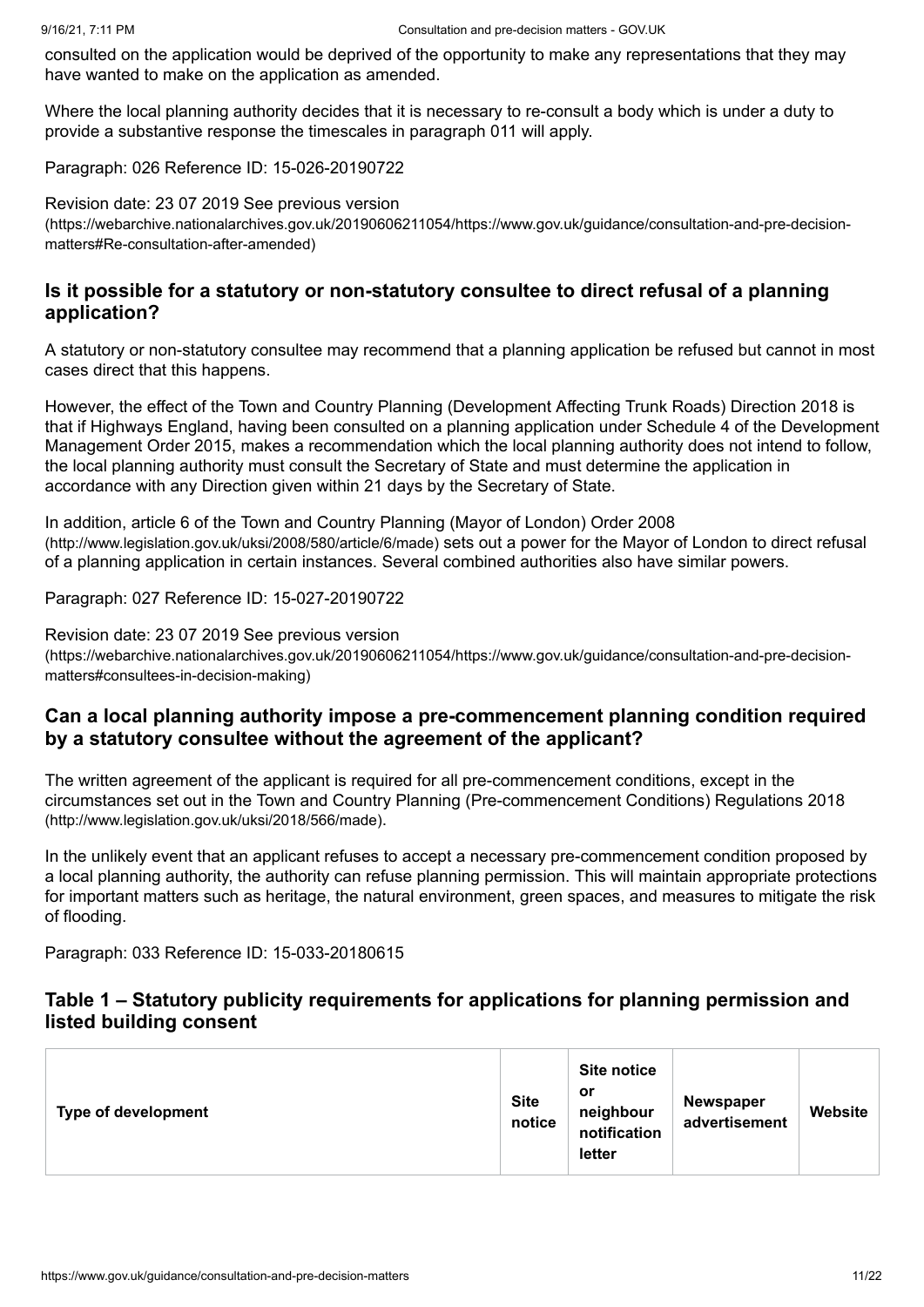consulted on the application would be deprived of the opportunity to make any representations that they may have wanted to make on the application as amended.

Where the local planning authority decides that it is necessary to re-consult a body which is under a duty to provide a substantive response the timescales in paragraph 011 will apply.

Paragraph: 026 Reference ID: 15-026-20190722

Revision date: 23 07 2019 See previous version (https://webarchive.nationalarchives.gov.uk/20190606211054/https://www.gov.uk/guidance/consultation-and-pre-decision-matters#Re-consultation-after-amended)

### Is it possible for a statutory or non-statutory consultee to direct refusal of a planning application?

A statutory or non-statutory consultee may recommend that a planning application be refused but cannot in most cases direct that this happens.

However, the effect of the Town and Country Planning (Development Affecting Trunk Roads) Direction 2018 is that if Highways England, having been consulted on a planning application under Schedule 4 of the Development Management Order 2015, makes a recommendation which the local planning authority does not intend to follow, the local planning authority must consult the Secretary of State and must determine the application in accordance with any Direction given within 21 days by the Secretary of State.

In addition, article 6 of the Town and Country Planning (Mayor of London) Order 2008 (http://www.legislation.gov.uk/uksi/2008/580/article/6/made) sets out a power for the Mayor of London to direct refusal of a planning application in certain instances. Several combined authorities also have similar powers.

Paragraph: 027 Reference ID: 15-027-20190722

Revision date: 23 07 2019 See previous version (https://webarchive.nationalarchives.gov.uk/20190606211054/https://www.gov.uk/guidance/consultation-and-pre-decision-matters#consultees-in-decision-making)

### Can a local planning authority impose a pre-commencement planning condition required by a statutory consultee without the agreement of the applicant?

The written agreement of the applicant is required for all pre-commencement conditions, except in the circumstances set out in the Town and Country Planning (Pre-commencement Conditions) Regulations 2018 (http://www.legislation.gov.uk/uksi/2018/566/made).

In the unlikely event that an applicant refuses to accept a necessary pre-commencement condition proposed by a local planning authority, the authority can refuse planning permission. This will maintain appropriate protections for important matters such as heritage, the natural environment, green spaces, and measures to mitigate the risk of flooding.

Paragraph: 033 Reference ID: 15-033-20180615

### Table 1 – Statutory publicity requirements for applications for planning permission and listed building consent

| Type of development | Site notice | Site notice or neighbour notification letter | Newspaper advertisement | Website |
|---|---|---|---|---|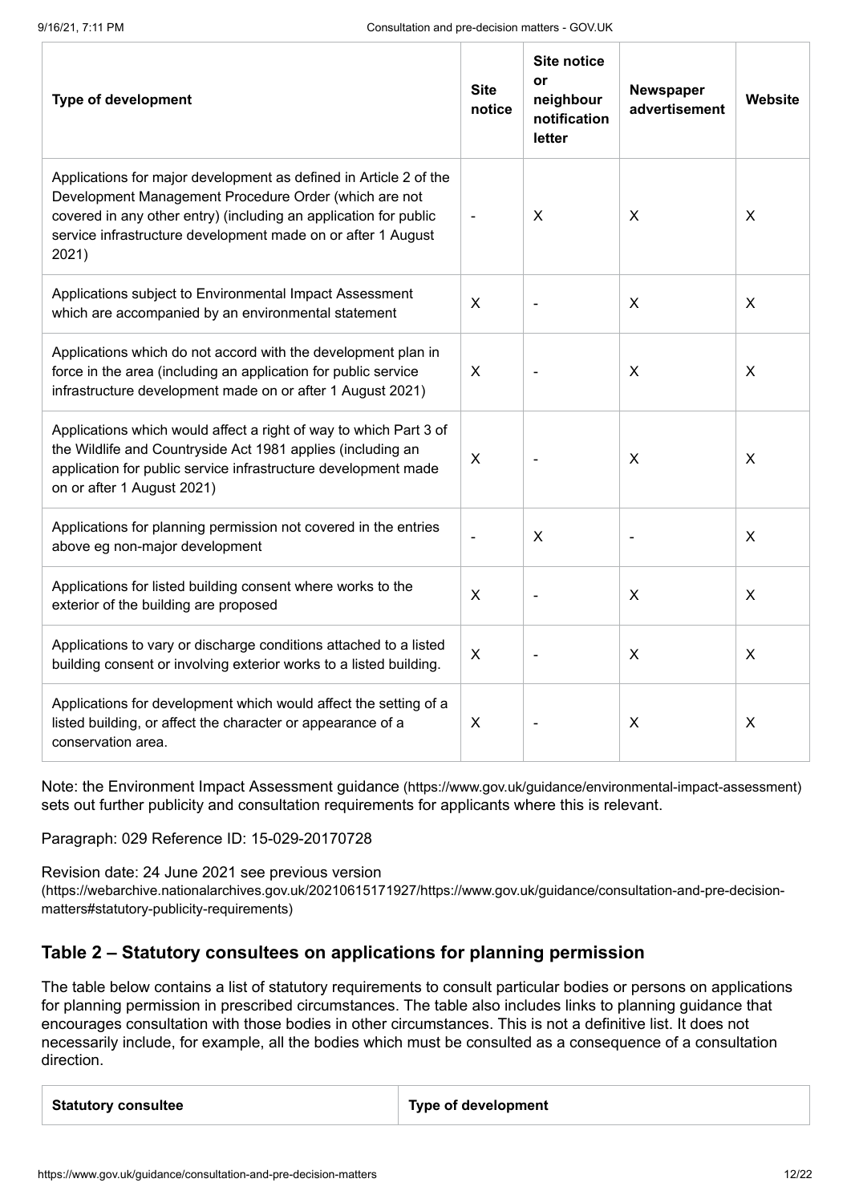| Type of development | Site notice | Site notice or neighbour notification letter | Newspaper advertisement | Website |
| --- | --- | --- | --- | --- |
| Applications for major development as defined in Article 2 of the Development Management Procedure Order (which are not covered in any other entry) (including an application for public service infrastructure development made on or after 1 August 2021) | - | X | X | X |
| Applications subject to Environmental Impact Assessment which are accompanied by an environmental statement | X | - | X | X |
| Applications which do not accord with the development plan in force in the area (including an application for public service infrastructure development made on or after 1 August 2021) | X | - | X | X |
| Applications which would affect a right of way to which Part 3 of the Wildlife and Countryside Act 1981 applies (including an application for public service infrastructure development made on or after 1 August 2021) | X | - | X | X |
| Applications for planning permission not covered in the entries above eg non-major development | - | X | - | X |
| Applications for listed building consent where works to the exterior of the building are proposed | X | - | X | X |
| Applications to vary or discharge conditions attached to a listed building consent or involving exterior works to a listed building. | X | - | X | X |
| Applications for development which would affect the setting of a listed building, or affect the character or appearance of a conservation area. | X | - | X | X |

Note: the Environment Impact Assessment guidance (https://www.gov.uk/guidance/environmental-impact-assessment) sets out further publicity and consultation requirements for applicants where this is relevant.

Paragraph: 029 Reference ID: 15-029-20170728

Revision date: 24 June 2021 see previous version (https://webarchive.nationalarchives.gov.uk/20210615171927/https://www.gov.uk/guidance/consultation-and-pre-decision-matters#statutory-publicity-requirements)

## Table 2 – Statutory consultees on applications for planning permission

The table below contains a list of statutory requirements to consult particular bodies or persons on applications for planning permission in prescribed circumstances. The table also includes links to planning guidance that encourages consultation with those bodies in other circumstances. This is not a definitive list. It does not necessarily include, for example, all the bodies which must be consulted as a consequence of a consultation direction.

| Statutory consultee | Type of development |
| --- | --- |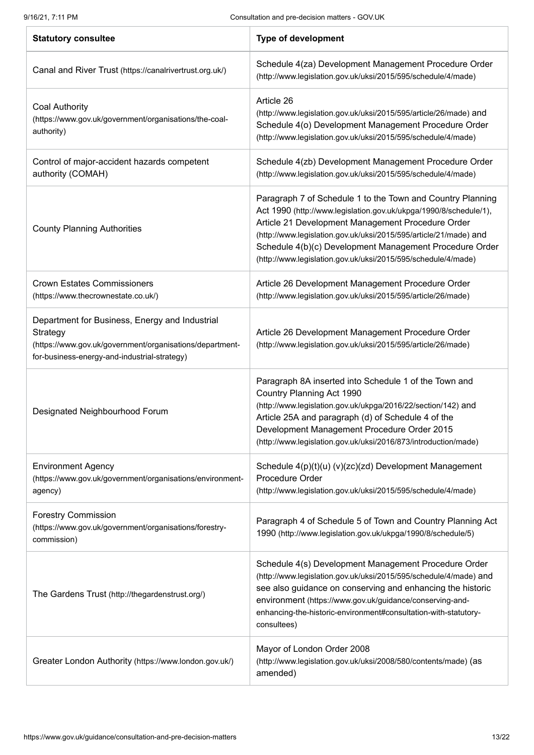| Statutory consultee | Type of development |
| --- | --- |
| Canal and River Trust (https://canalrivertrust.org.uk/) | Schedule 4(za) Development Management Procedure Order (http://www.legislation.gov.uk/uksi/2015/595/schedule/4/made) |
| Coal Authority (https://www.gov.uk/government/organisations/the-coal-authority) | Article 26 (http://www.legislation.gov.uk/uksi/2015/595/article/26/made) and Schedule 4(o) Development Management Procedure Order (http://www.legislation.gov.uk/uksi/2015/595/schedule/4/made) |
| Control of major-accident hazards competent authority (COMAH) | Schedule 4(zb) Development Management Procedure Order (http://www.legislation.gov.uk/uksi/2015/595/schedule/4/made) |
| County Planning Authorities | Paragraph 7 of Schedule 1 to the Town and Country Planning Act 1990 (http://www.legislation.gov.uk/ukpga/1990/8/schedule/1), Article 21 Development Management Procedure Order (http://www.legislation.gov.uk/uksi/2015/595/article/21/made) and Schedule 4(b)(c) Development Management Procedure Order (http://www.legislation.gov.uk/uksi/2015/595/schedule/4/made) |
| Crown Estates Commissioners (https://www.thecrownestate.co.uk/) | Article 26 Development Management Procedure Order (http://www.legislation.gov.uk/uksi/2015/595/article/26/made) |
| Department for Business, Energy and Industrial Strategy (https://www.gov.uk/government/organisations/department-for-business-energy-and-industrial-strategy) | Article 26 Development Management Procedure Order (http://www.legislation.gov.uk/uksi/2015/595/article/26/made) |
| Designated Neighbourhood Forum | Paragraph 8A inserted into Schedule 1 of the Town and Country Planning Act 1990 (http://www.legislation.gov.uk/ukpga/2016/22/section/142) and Article 25A and paragraph (d) of Schedule 4 of the Development Management Procedure Order 2015 (http://www.legislation.gov.uk/uksi/2016/873/introduction/made) |
| Environment Agency (https://www.gov.uk/government/organisations/environment-agency) | Schedule 4(p)(t)(u) (v)(zc)(zd) Development Management Procedure Order (http://www.legislation.gov.uk/uksi/2015/595/schedule/4/made) |
| Forestry Commission (https://www.gov.uk/government/organisations/forestry-commission) | Paragraph 4 of Schedule 5 of Town and Country Planning Act 1990 (http://www.legislation.gov.uk/ukpga/1990/8/schedule/5) |
| The Gardens Trust (http://thegardenstrust.org/) | Schedule 4(s) Development Management Procedure Order (http://www.legislation.gov.uk/uksi/2015/595/schedule/4/made) and see also guidance on conserving and enhancing the historic environment (https://www.gov.uk/guidance/conserving-and-enhancing-the-historic-environment#consultation-with-statutory-consultees) |
| Greater London Authority (https://www.london.gov.uk/) | Mayor of London Order 2008 (http://www.legislation.gov.uk/uksi/2008/580/contents/made) (as amended) |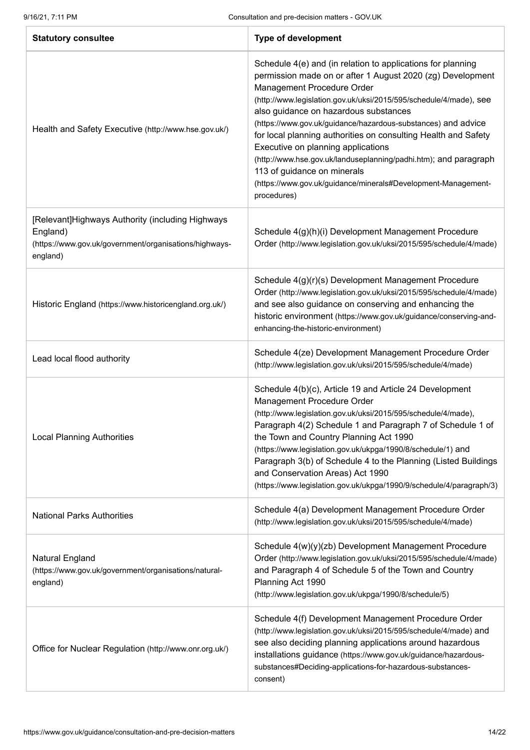| Statutory consultee | Type of development |
| --- | --- |
| Health and Safety Executive (http://www.hse.gov.uk/) | Schedule 4(e) and (in relation to applications for planning permission made on or after 1 August 2020 (zg) Development Management Procedure Order (http://www.legislation.gov.uk/uksi/2015/595/schedule/4/made), see also guidance on hazardous substances (https://www.gov.uk/guidance/hazardous-substances) and advice for local planning authorities on consulting Health and Safety Executive on planning applications (http://www.hse.gov.uk/landuseplanning/padhi.htm); and paragraph 113 of guidance on minerals (https://www.gov.uk/guidance/minerals#Development-Management-procedures) |
| [Relevant]Highways Authority (including Highways England) (https://www.gov.uk/government/organisations/highways-england) | Schedule 4(g)(h)(i) Development Management Procedure Order (http://www.legislation.gov.uk/uksi/2015/595/schedule/4/made) |
| Historic England (https://www.historicengland.org.uk/) | Schedule 4(g)(r)(s) Development Management Procedure Order (http://www.legislation.gov.uk/uksi/2015/595/schedule/4/made) and see also guidance on conserving and enhancing the historic environment (https://www.gov.uk/guidance/conserving-and-enhancing-the-historic-environment) |
| Lead local flood authority | Schedule 4(ze) Development Management Procedure Order (http://www.legislation.gov.uk/uksi/2015/595/schedule/4/made) |
| Local Planning Authorities | Schedule 4(b)(c), Article 19 and Article 24 Development Management Procedure Order (http://www.legislation.gov.uk/uksi/2015/595/schedule/4/made), Paragraph 4(2) Schedule 1 and Paragraph 7 of Schedule 1 of the Town and Country Planning Act 1990 (https://www.legislation.gov.uk/ukpga/1990/8/schedule/1) and Paragraph 3(b) of Schedule 4 to the Planning (Listed Buildings and Conservation Areas) Act 1990 (https://www.legislation.gov.uk/ukpga/1990/9/schedule/4/paragraph/3) |
| National Parks Authorities | Schedule 4(a) Development Management Procedure Order (http://www.legislation.gov.uk/uksi/2015/595/schedule/4/made) |
| Natural England (https://www.gov.uk/government/organisations/natural-england) | Schedule 4(w)(y)(zb) Development Management Procedure Order (http://www.legislation.gov.uk/uksi/2015/595/schedule/4/made) and Paragraph 4 of Schedule 5 of the Town and Country Planning Act 1990 (http://www.legislation.gov.uk/ukpga/1990/8/schedule/5) |
| Office for Nuclear Regulation (http://www.onr.org.uk/) | Schedule 4(f) Development Management Procedure Order (http://www.legislation.gov.uk/uksi/2015/595/schedule/4/made) and see also deciding planning applications around hazardous installations guidance (https://www.gov.uk/guidance/hazardous-substances#Deciding-applications-for-hazardous-substances-consent) |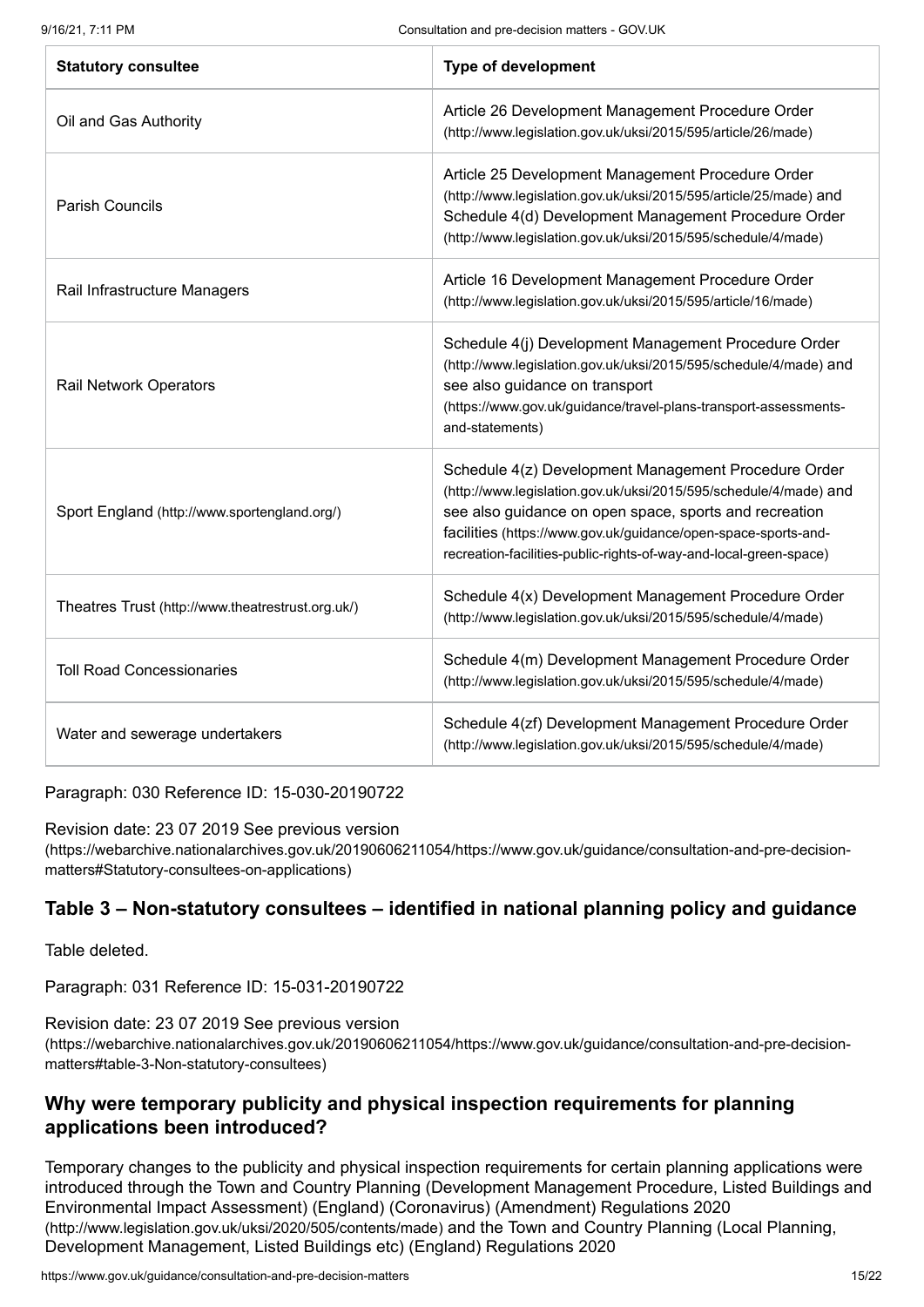| Statutory consultee | Type of development |
| --- | --- |
| Oil and Gas Authority | Article 26 Development Management Procedure Order (http://www.legislation.gov.uk/uksi/2015/595/article/26/made) |
| Parish Councils | Article 25 Development Management Procedure Order (http://www.legislation.gov.uk/uksi/2015/595/article/25/made) and Schedule 4(d) Development Management Procedure Order (http://www.legislation.gov.uk/uksi/2015/595/schedule/4/made) |
| Rail Infrastructure Managers | Article 16 Development Management Procedure Order (http://www.legislation.gov.uk/uksi/2015/595/article/16/made) |
| Rail Network Operators | Schedule 4(j) Development Management Procedure Order (http://www.legislation.gov.uk/uksi/2015/595/schedule/4/made) and see also guidance on transport (https://www.gov.uk/guidance/travel-plans-transport-assessments-and-statements) |
| Sport England (http://www.sportengland.org/) | Schedule 4(z) Development Management Procedure Order (http://www.legislation.gov.uk/uksi/2015/595/schedule/4/made) and see also guidance on open space, sports and recreation facilities (https://www.gov.uk/guidance/open-space-sports-and-recreation-facilities-public-rights-of-way-and-local-green-space) |
| Theatres Trust (http://www.theatrestrust.org.uk/) | Schedule 4(x) Development Management Procedure Order (http://www.legislation.gov.uk/uksi/2015/595/schedule/4/made) |
| Toll Road Concessionaries | Schedule 4(m) Development Management Procedure Order (http://www.legislation.gov.uk/uksi/2015/595/schedule/4/made) |
| Water and sewerage undertakers | Schedule 4(zf) Development Management Procedure Order (http://www.legislation.gov.uk/uksi/2015/595/schedule/4/made) |

Paragraph: 030 Reference ID: 15-030-20190722

Revision date: 23 07 2019 See previous version (https://webarchive.nationalarchives.gov.uk/20190606211054/https://www.gov.uk/guidance/consultation-and-pre-decision-matters#Statutory-consultees-on-applications)

## Table 3 – Non-statutory consultees – identified in national planning policy and guidance

Table deleted.

Paragraph: 031 Reference ID: 15-031-20190722

Revision date: 23 07 2019 See previous version (https://webarchive.nationalarchives.gov.uk/20190606211054/https://www.gov.uk/guidance/consultation-and-pre-decision-matters#table-3-Non-statutory-consultees)

## Why were temporary publicity and physical inspection requirements for planning applications been introduced?

Temporary changes to the publicity and physical inspection requirements for certain planning applications were introduced through the Town and Country Planning (Development Management Procedure, Listed Buildings and Environmental Impact Assessment) (England) (Coronavirus) (Amendment) Regulations 2020 (http://www.legislation.gov.uk/uksi/2020/505/contents/made) and the Town and Country Planning (Local Planning, Development Management, Listed Buildings etc) (England) Regulations 2020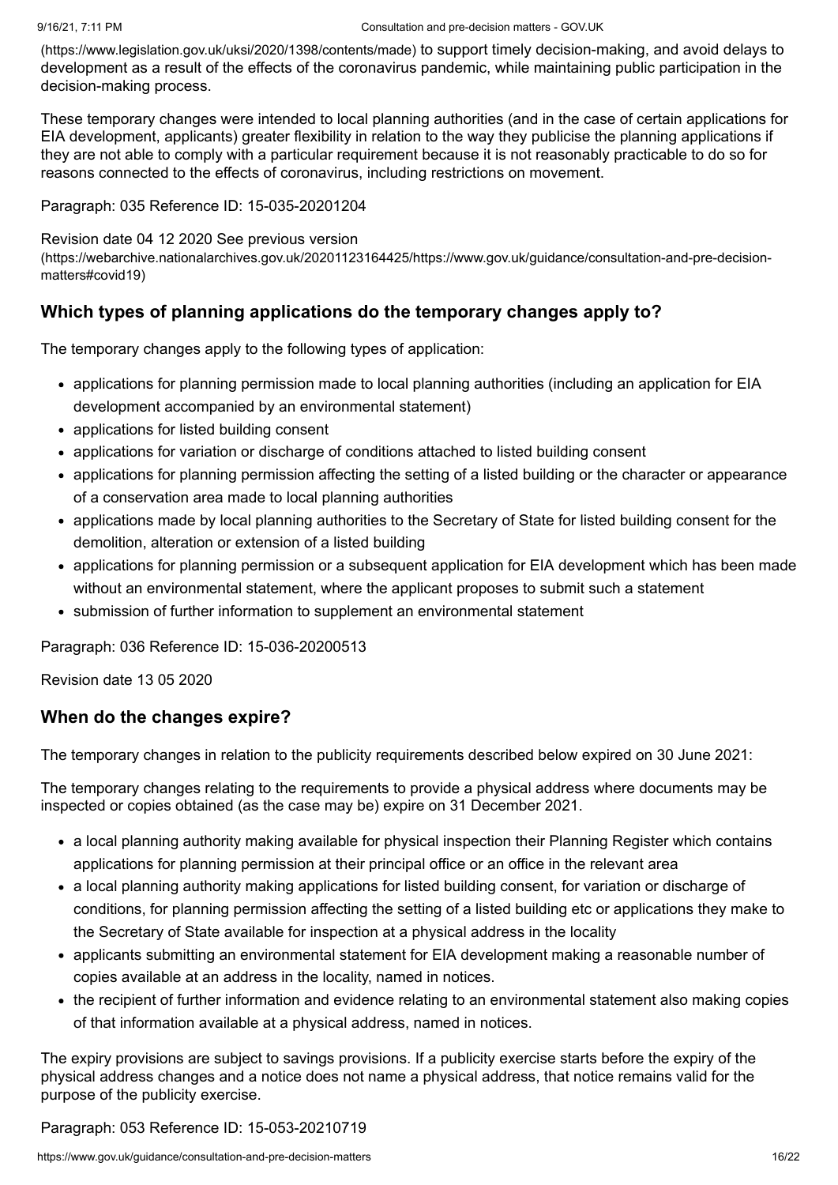(https://www.legislation.gov.uk/uksi/2020/1398/contents/made) to support timely decision-making, and avoid delays to development as a result of the effects of the coronavirus pandemic, while maintaining public participation in the decision-making process.

These temporary changes were intended to local planning authorities (and in the case of certain applications for EIA development, applicants) greater flexibility in relation to the way they publicise the planning applications if they are not able to comply with a particular requirement because it is not reasonably practicable to do so for reasons connected to the effects of coronavirus, including restrictions on movement.

Paragraph: 035 Reference ID: 15-035-20201204

Revision date 04 12 2020 See previous version (https://webarchive.nationalarchives.gov.uk/20201123164425/https://www.gov.uk/guidance/consultation-and-pre-decision-matters#covid19)

### Which types of planning applications do the temporary changes apply to?

The temporary changes apply to the following types of application:

- applications for planning permission made to local planning authorities (including an application for EIA development accompanied by an environmental statement)
- applications for listed building consent
- applications for variation or discharge of conditions attached to listed building consent
- applications for planning permission affecting the setting of a listed building or the character or appearance of a conservation area made to local planning authorities
- applications made by local planning authorities to the Secretary of State for listed building consent for the demolition, alteration or extension of a listed building
- applications for planning permission or a subsequent application for EIA development which has been made without an environmental statement, where the applicant proposes to submit such a statement
- submission of further information to supplement an environmental statement

Paragraph: 036 Reference ID: 15-036-20200513

Revision date 13 05 2020

### When do the changes expire?

The temporary changes in relation to the publicity requirements described below expired on 30 June 2021:

The temporary changes relating to the requirements to provide a physical address where documents may be inspected or copies obtained (as the case may be) expire on 31 December 2021.

- a local planning authority making available for physical inspection their Planning Register which contains applications for planning permission at their principal office or an office in the relevant area
- a local planning authority making applications for listed building consent, for variation or discharge of conditions, for planning permission affecting the setting of a listed building etc or applications they make to the Secretary of State available for inspection at a physical address in the locality
- applicants submitting an environmental statement for EIA development making a reasonable number of copies available at an address in the locality, named in notices.
- the recipient of further information and evidence relating to an environmental statement also making copies of that information available at a physical address, named in notices.

The expiry provisions are subject to savings provisions. If a publicity exercise starts before the expiry of the physical address changes and a notice does not name a physical address, that notice remains valid for the purpose of the publicity exercise.

Paragraph: 053 Reference ID: 15-053-20210719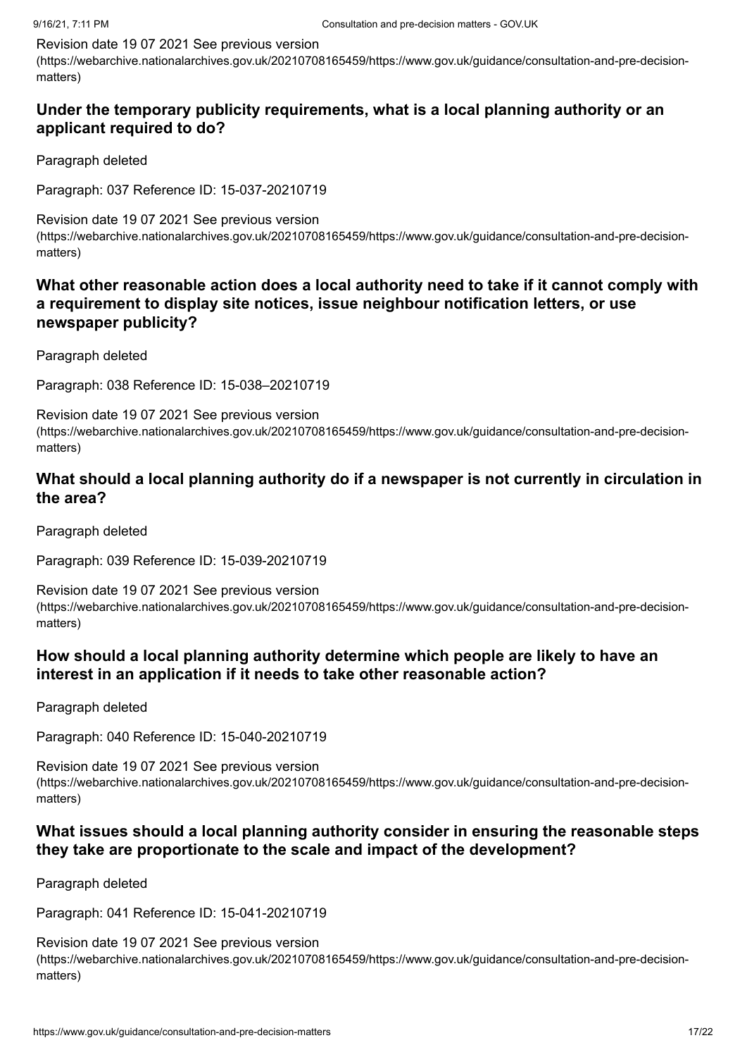Revision date 19 07 2021 See previous version (https://webarchive.nationalarchives.gov.uk/20210708165459/https://www.gov.uk/guidance/consultation-and-pre-decision-matters)

### Under the temporary publicity requirements, what is a local planning authority or an applicant required to do?

Paragraph deleted

Paragraph: 037 Reference ID: 15-037-20210719

Revision date 19 07 2021 See previous version (https://webarchive.nationalarchives.gov.uk/20210708165459/https://www.gov.uk/guidance/consultation-and-pre-decision-matters)

### What other reasonable action does a local authority need to take if it cannot comply with a requirement to display site notices, issue neighbour notification letters, or use newspaper publicity?

Paragraph deleted

Paragraph: 038 Reference ID: 15-038–20210719

Revision date 19 07 2021 See previous version (https://webarchive.nationalarchives.gov.uk/20210708165459/https://www.gov.uk/guidance/consultation-and-pre-decision-matters)

### What should a local planning authority do if a newspaper is not currently in circulation in the area?

Paragraph deleted

Paragraph: 039 Reference ID: 15-039-20210719

Revision date 19 07 2021 See previous version (https://webarchive.nationalarchives.gov.uk/20210708165459/https://www.gov.uk/guidance/consultation-and-pre-decision-matters)

### How should a local planning authority determine which people are likely to have an interest in an application if it needs to take other reasonable action?

Paragraph deleted

Paragraph: 040 Reference ID: 15-040-20210719

Revision date 19 07 2021 See previous version (https://webarchive.nationalarchives.gov.uk/20210708165459/https://www.gov.uk/guidance/consultation-and-pre-decision-matters)

### What issues should a local planning authority consider in ensuring the reasonable steps they take are proportionate to the scale and impact of the development?

Paragraph deleted

Paragraph: 041 Reference ID: 15-041-20210719

Revision date 19 07 2021 See previous version (https://webarchive.nationalarchives.gov.uk/20210708165459/https://www.gov.uk/guidance/consultation-and-pre-decision-matters)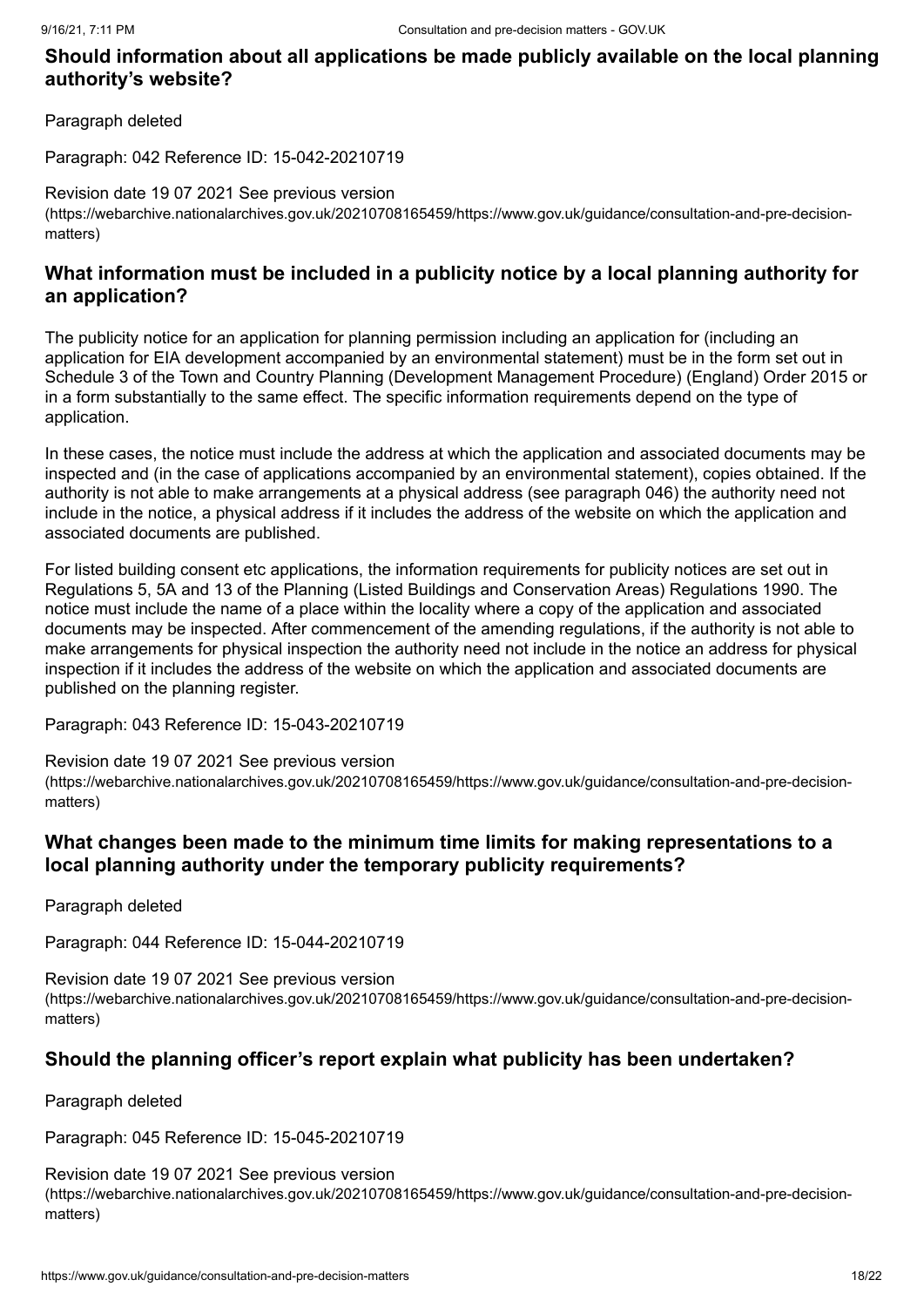## Should information about all applications be made publicly available on the local planning authority's website?

Paragraph deleted

Paragraph: 042 Reference ID: 15-042-20210719

Revision date 19 07 2021 See previous version (https://webarchive.nationalarchives.gov.uk/20210708165459/https://www.gov.uk/guidance/consultation-and-pre-decision-matters)

## What information must be included in a publicity notice by a local planning authority for an application?

The publicity notice for an application for planning permission including an application for (including an application for EIA development accompanied by an environmental statement) must be in the form set out in Schedule 3 of the Town and Country Planning (Development Management Procedure) (England) Order 2015 or in a form substantially to the same effect. The specific information requirements depend on the type of application.

In these cases, the notice must include the address at which the application and associated documents may be inspected and (in the case of applications accompanied by an environmental statement), copies obtained. If the authority is not able to make arrangements at a physical address (see paragraph 046) the authority need not include in the notice, a physical address if it includes the address of the website on which the application and associated documents are published.

For listed building consent etc applications, the information requirements for publicity notices are set out in Regulations 5, 5A and 13 of the Planning (Listed Buildings and Conservation Areas) Regulations 1990. The notice must include the name of a place within the locality where a copy of the application and associated documents may be inspected. After commencement of the amending regulations, if the authority is not able to make arrangements for physical inspection the authority need not include in the notice an address for physical inspection if it includes the address of the website on which the application and associated documents are published on the planning register.

Paragraph: 043 Reference ID: 15-043-20210719

Revision date 19 07 2021 See previous version (https://webarchive.nationalarchives.gov.uk/20210708165459/https://www.gov.uk/guidance/consultation-and-pre-decision-matters)

## What changes been made to the minimum time limits for making representations to a local planning authority under the temporary publicity requirements?

Paragraph deleted

Paragraph: 044 Reference ID: 15-044-20210719

Revision date 19 07 2021 See previous version (https://webarchive.nationalarchives.gov.uk/20210708165459/https://www.gov.uk/guidance/consultation-and-pre-decision-matters)

## Should the planning officer's report explain what publicity has been undertaken?

Paragraph deleted

Paragraph: 045 Reference ID: 15-045-20210719

Revision date 19 07 2021 See previous version (https://webarchive.nationalarchives.gov.uk/20210708165459/https://www.gov.uk/guidance/consultation-and-pre-decision-matters)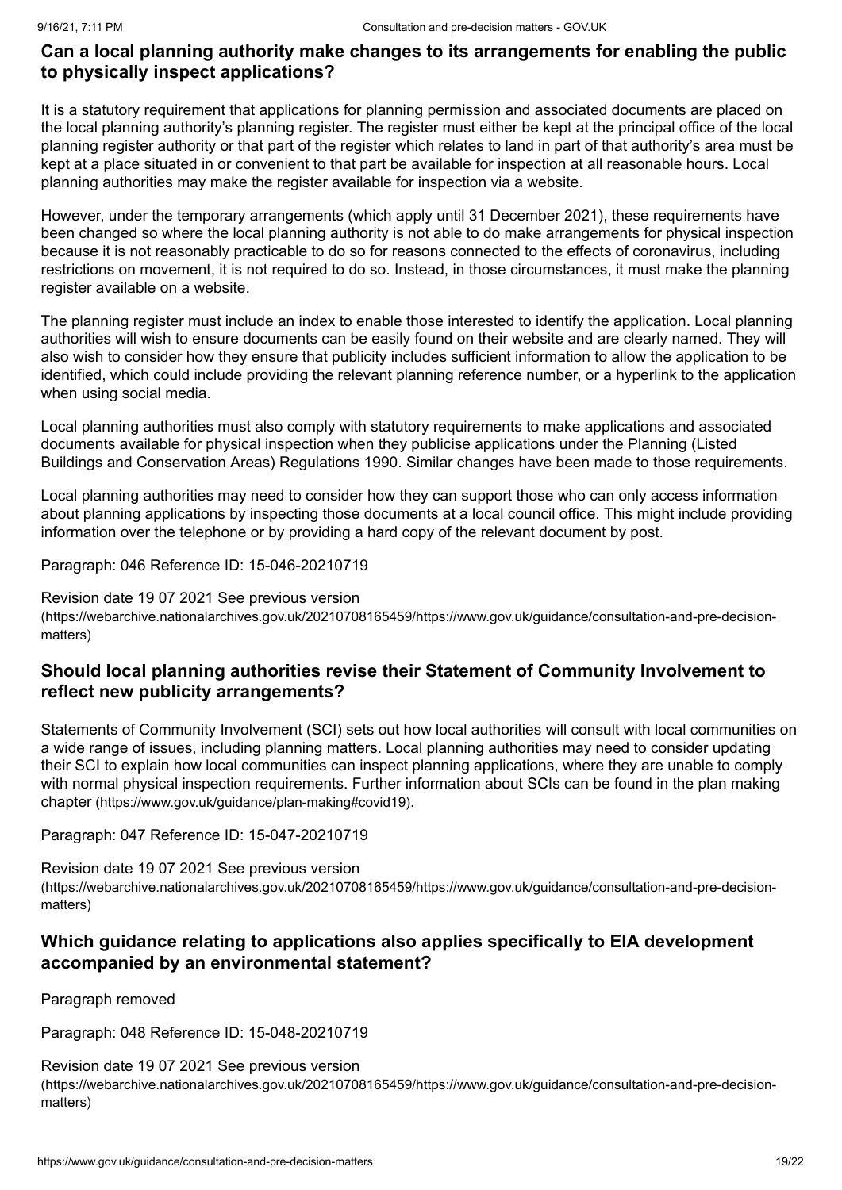### Can a local planning authority make changes to its arrangements for enabling the public to physically inspect applications?

It is a statutory requirement that applications for planning permission and associated documents are placed on the local planning authority's planning register. The register must either be kept at the principal office of the local planning register authority or that part of the register which relates to land in part of that authority's area must be kept at a place situated in or convenient to that part be available for inspection at all reasonable hours. Local planning authorities may make the register available for inspection via a website.

However, under the temporary arrangements (which apply until 31 December 2021), these requirements have been changed so where the local planning authority is not able to do make arrangements for physical inspection because it is not reasonably practicable to do so for reasons connected to the effects of coronavirus, including restrictions on movement, it is not required to do so. Instead, in those circumstances, it must make the planning register available on a website.

The planning register must include an index to enable those interested to identify the application. Local planning authorities will wish to ensure documents can be easily found on their website and are clearly named. They will also wish to consider how they ensure that publicity includes sufficient information to allow the application to be identified, which could include providing the relevant planning reference number, or a hyperlink to the application when using social media.

Local planning authorities must also comply with statutory requirements to make applications and associated documents available for physical inspection when they publicise applications under the Planning (Listed Buildings and Conservation Areas) Regulations 1990. Similar changes have been made to those requirements.

Local planning authorities may need to consider how they can support those who can only access information about planning applications by inspecting those documents at a local council office. This might include providing information over the telephone or by providing a hard copy of the relevant document by post.

Paragraph: 046 Reference ID: 15-046-20210719

Revision date 19 07 2021 See previous version (https://webarchive.nationalarchives.gov.uk/20210708165459/https://www.gov.uk/guidance/consultation-and-pre-decision-matters)

### Should local planning authorities revise their Statement of Community Involvement to reflect new publicity arrangements?

Statements of Community Involvement (SCI) sets out how local authorities will consult with local communities on a wide range of issues, including planning matters. Local planning authorities may need to consider updating their SCI to explain how local communities can inspect planning applications, where they are unable to comply with normal physical inspection requirements. Further information about SCIs can be found in the plan making chapter (https://www.gov.uk/guidance/plan-making#covid19).

Paragraph: 047 Reference ID: 15-047-20210719

Revision date 19 07 2021 See previous version (https://webarchive.nationalarchives.gov.uk/20210708165459/https://www.gov.uk/guidance/consultation-and-pre-decision-matters)

### Which guidance relating to applications also applies specifically to EIA development accompanied by an environmental statement?

Paragraph removed

Paragraph: 048 Reference ID: 15-048-20210719

Revision date 19 07 2021 See previous version (https://webarchive.nationalarchives.gov.uk/20210708165459/https://www.gov.uk/guidance/consultation-and-pre-decision-matters)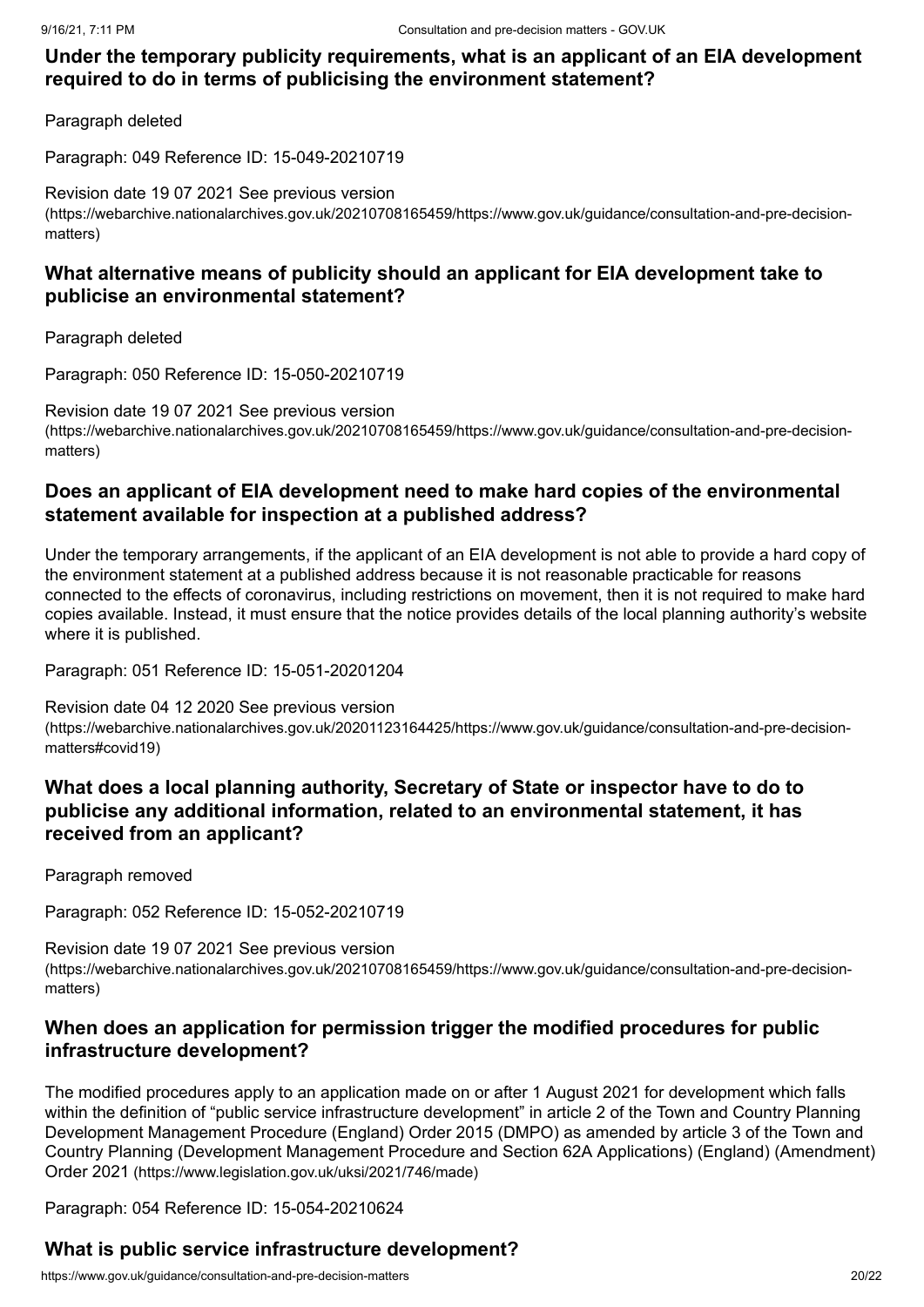### Under the temporary publicity requirements, what is an applicant of an EIA development required to do in terms of publicising the environment statement?

Paragraph deleted

Paragraph: 049 Reference ID: 15-049-20210719

Revision date 19 07 2021 See previous version (https://webarchive.nationalarchives.gov.uk/20210708165459/https://www.gov.uk/guidance/consultation-and-pre-decision-matters)

### What alternative means of publicity should an applicant for EIA development take to publicise an environmental statement?

Paragraph deleted

Paragraph: 050 Reference ID: 15-050-20210719

Revision date 19 07 2021 See previous version (https://webarchive.nationalarchives.gov.uk/20210708165459/https://www.gov.uk/guidance/consultation-and-pre-decision-matters)

### Does an applicant of EIA development need to make hard copies of the environmental statement available for inspection at a published address?

Under the temporary arrangements, if the applicant of an EIA development is not able to provide a hard copy of the environment statement at a published address because it is not reasonable practicable for reasons connected to the effects of coronavirus, including restrictions on movement, then it is not required to make hard copies available. Instead, it must ensure that the notice provides details of the local planning authority's website where it is published.

Paragraph: 051 Reference ID: 15-051-20201204

Revision date 04 12 2020 See previous version (https://webarchive.nationalarchives.gov.uk/20201123164425/https://www.gov.uk/guidance/consultation-and-pre-decision-matters#covid19)

### What does a local planning authority, Secretary of State or inspector have to do to publicise any additional information, related to an environmental statement, it has received from an applicant?

Paragraph removed

Paragraph: 052 Reference ID: 15-052-20210719

Revision date 19 07 2021 See previous version (https://webarchive.nationalarchives.gov.uk/20210708165459/https://www.gov.uk/guidance/consultation-and-pre-decision-matters)

### When does an application for permission trigger the modified procedures for public infrastructure development?

The modified procedures apply to an application made on or after 1 August 2021 for development which falls within the definition of "public service infrastructure development" in article 2 of the Town and Country Planning Development Management Procedure (England) Order 2015 (DMPO) as amended by article 3 of the Town and Country Planning (Development Management Procedure and Section 62A Applications) (England) (Amendment) Order 2021 (https://www.legislation.gov.uk/uksi/2021/746/made)

Paragraph: 054 Reference ID: 15-054-20210624

### What is public service infrastructure development?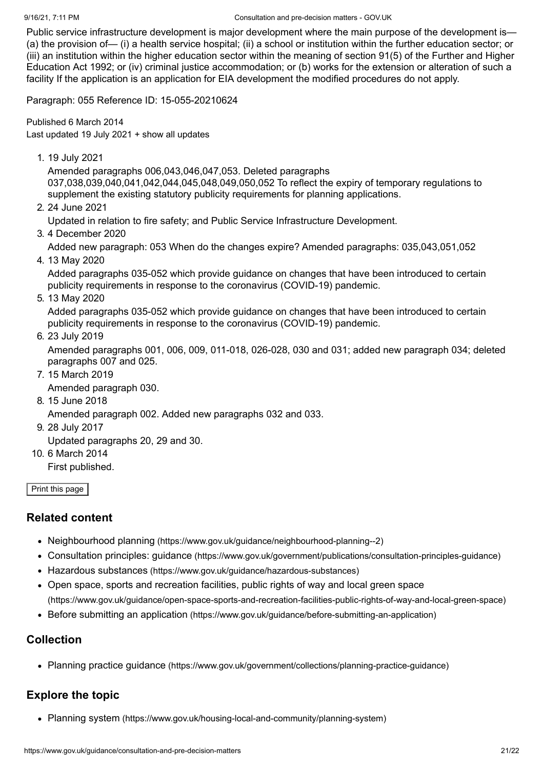Public service infrastructure development is major development where the main purpose of the development is— (a) the provision of— (i) a health service hospital; (ii) a school or institution within the further education sector; or (iii) an institution within the higher education sector within the meaning of section 91(5) of the Further and Higher Education Act 1992; or (iv) criminal justice accommodation; or (b) works for the extension or alteration of such a facility If the application is an application for EIA development the modified procedures do not apply.

Paragraph: 055 Reference ID: 15-055-20210624

Published 6 March 2014
Last updated 19 July 2021 + show all updates

1. 19 July 2021
   Amended paragraphs 006,043,046,047,053. Deleted paragraphs 037,038,039,040,041,042,044,045,048,049,050,052 To reflect the expiry of temporary regulations to supplement the existing statutory publicity requirements for planning applications.
2. 24 June 2021
   Updated in relation to fire safety; and Public Service Infrastructure Development.
3. 4 December 2020
   Added new paragraph: 053 When do the changes expire? Amended paragraphs: 035,043,051,052
4. 13 May 2020
   Added paragraphs 035-052 which provide guidance on changes that have been introduced to certain publicity requirements in response to the coronavirus (COVID-19) pandemic.
5. 13 May 2020
   Added paragraphs 035-052 which provide guidance on changes that have been introduced to certain publicity requirements in response to the coronavirus (COVID-19) pandemic.
6. 23 July 2019
   Amended paragraphs 001, 006, 009, 011-018, 026-028, 030 and 031; added new paragraph 034; deleted paragraphs 007 and 025.
7. 15 March 2019
   Amended paragraph 030.
8. 15 June 2018
   Amended paragraph 002. Added new paragraphs 032 and 033.
9. 28 July 2017
   Updated paragraphs 20, 29 and 30.
10. 6 March 2014
    First published.

Print this page

## Related content

- Neighbourhood planning (https://www.gov.uk/guidance/neighbourhood-planning--2)
- Consultation principles: guidance (https://www.gov.uk/government/publications/consultation-principles-guidance)
- Hazardous substances (https://www.gov.uk/guidance/hazardous-substances)
- Open space, sports and recreation facilities, public rights of way and local green space (https://www.gov.uk/guidance/open-space-sports-and-recreation-facilities-public-rights-of-way-and-local-green-space)
- Before submitting an application (https://www.gov.uk/guidance/before-submitting-an-application)

## Collection

- Planning practice guidance (https://www.gov.uk/government/collections/planning-practice-guidance)

## Explore the topic

- Planning system (https://www.gov.uk/housing-local-and-community/planning-system)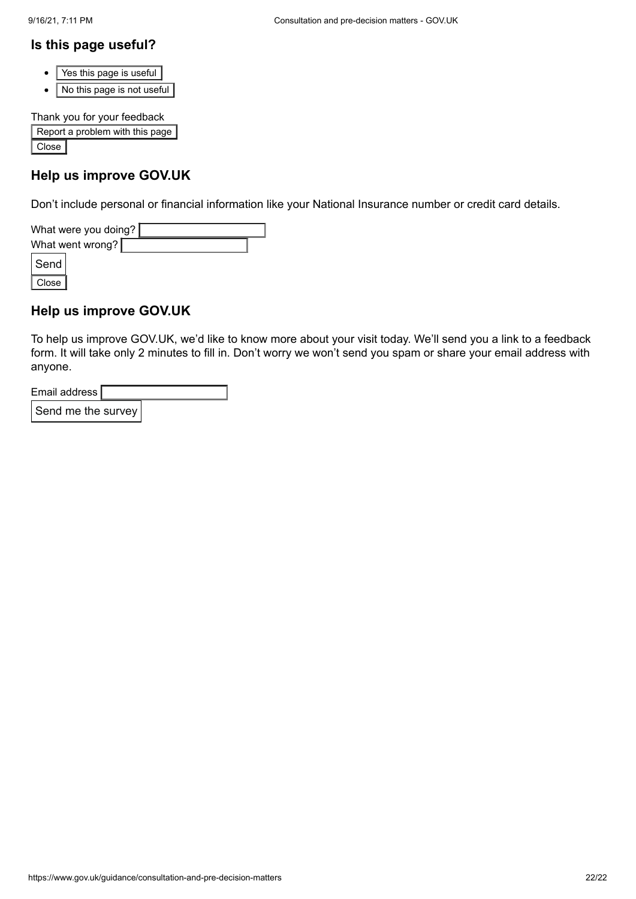## Is this page useful?

- Yes this page is useful
- No this page is not useful

Thank you for your feedback

Report a problem with this page

Close

## Help us improve GOV.UK

Don't include personal or financial information like your National Insurance number or credit card details.

What were you doing?

What went wrong?

Send

Close

## Help us improve GOV.UK

To help us improve GOV.UK, we'd like to know more about your visit today. We'll send you a link to a feedback form. It will take only 2 minutes to fill in. Don't worry we won't send you spam or share your email address with anyone.

Email address

Send me the survey